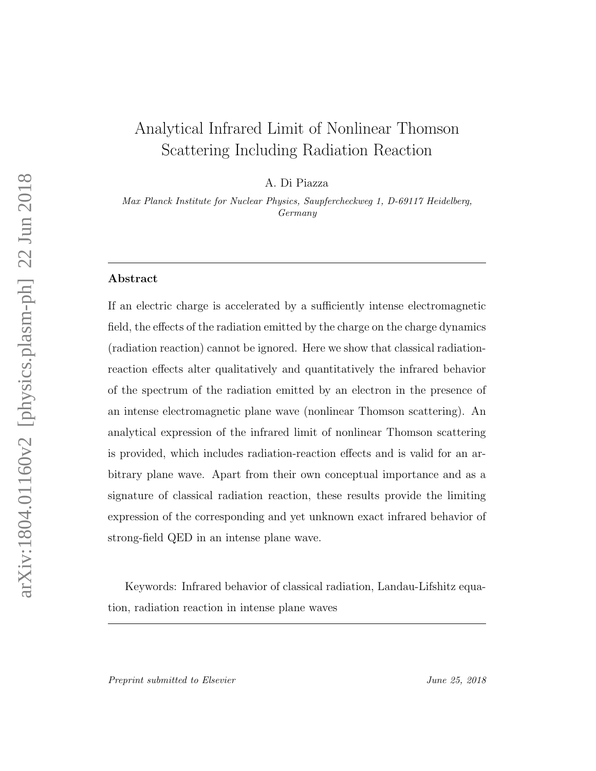# Analytical Infrared Limit of Nonlinear Thomson Scattering Including Radiation Reaction

A. Di Piazza

*Max Planck Institute for Nuclear Physics, Saupfercheckweg 1, D-69117 Heidelberg, Germany*

---

**Abstract**

If an electric charge is accelerated by a sufficiently intense electromagnetic field, the effects of the radiation emitted by the charge on the charge dynamics (radiation reaction) cannot be ignored. Here we show that classical radiation-reaction effects alter qualitatively and quantitatively the infrared behavior of the spectrum of the radiation emitted by an electron in the presence of an intense electromagnetic plane wave (nonlinear Thomson scattering). An analytical expression of the infrared limit of nonlinear Thomson scattering is provided, which includes radiation-reaction effects and is valid for an arbitrary plane wave. Apart from their own conceptual importance and as a signature of classical radiation reaction, these results provide the limiting expression of the corresponding and yet unknown exact infrared behavior of strong-field QED in an intense plane wave.

Keywords: Infrared behavior of classical radiation, Landau-Lifshitz equation, radiation reaction in intense plane waves

---

*Preprint submitted to Elsevier* *June 25, 2018*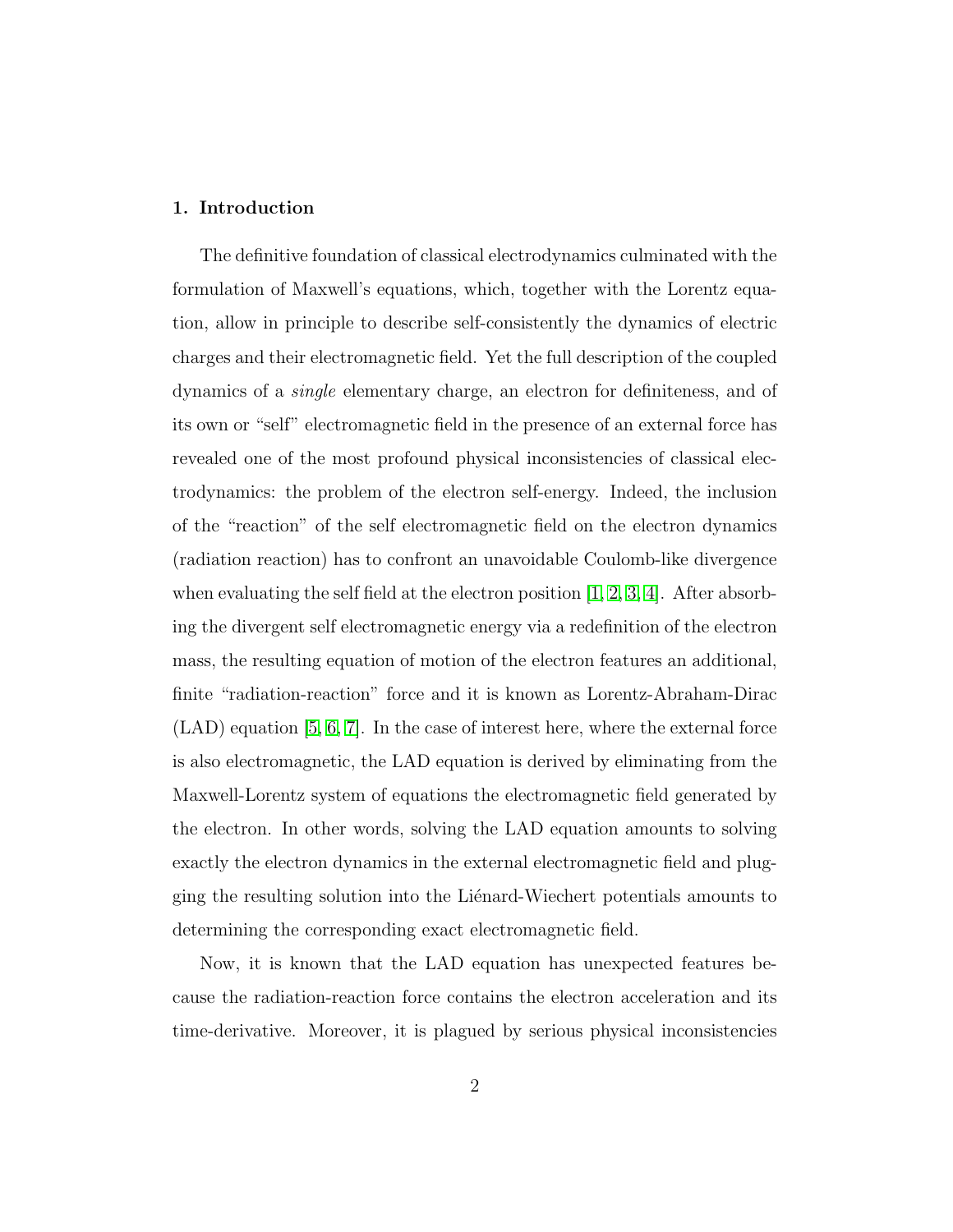## 1. Introduction

The definitive foundation of classical electrodynamics culminated with the formulation of Maxwell's equations, which, together with the Lorentz equation, allow in principle to describe self-consistently the dynamics of electric charges and their electromagnetic field. Yet the full description of the coupled dynamics of a *single* elementary charge, an electron for definiteness, and of its own or "self" electromagnetic field in the presence of an external force has revealed one of the most profound physical inconsistencies of classical electrodynamics: the problem of the electron self-energy. Indeed, the inclusion of the "reaction" of the self electromagnetic field on the electron dynamics (radiation reaction) has to confront an unavoidable Coulomb-like divergence when evaluating the self field at the electron position [1, 2, 3, 4]. After absorbing the divergent self electromagnetic energy via a redefinition of the electron mass, the resulting equation of motion of the electron features an additional, finite "radiation-reaction" force and it is known as Lorentz-Abraham-Dirac (LAD) equation [5, 6, 7]. In the case of interest here, where the external force is also electromagnetic, the LAD equation is derived by eliminating from the Maxwell-Lorentz system of equations the electromagnetic field generated by the electron. In other words, solving the LAD equation amounts to solving exactly the electron dynamics in the external electromagnetic field and plugging the resulting solution into the Liénard-Wiechert potentials amounts to determining the corresponding exact electromagnetic field.

Now, it is known that the LAD equation has unexpected features because the radiation-reaction force contains the electron acceleration and its time-derivative. Moreover, it is plagued by serious physical inconsistencies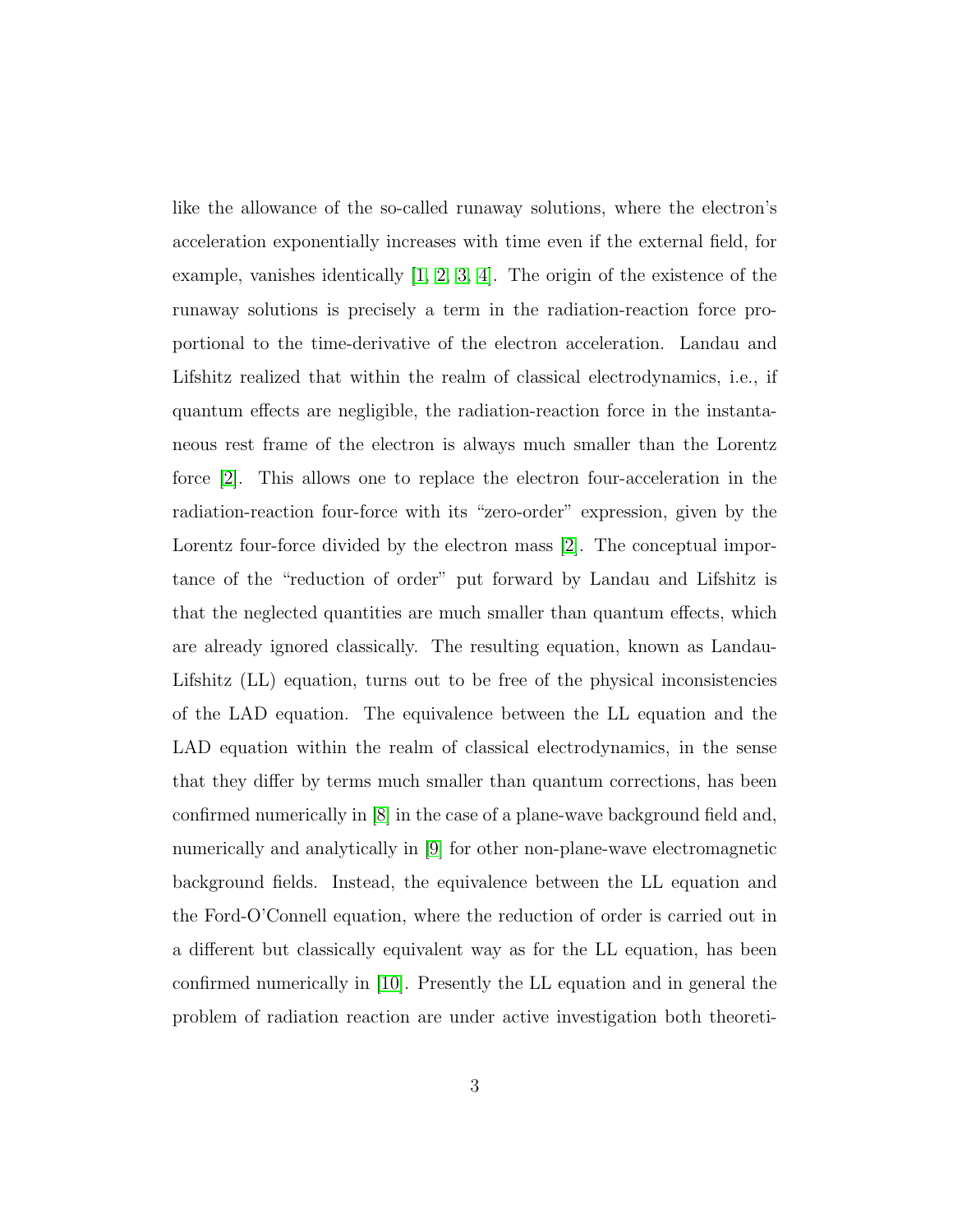like the allowance of the so-called runaway solutions, where the electron's acceleration exponentially increases with time even if the external field, for example, vanishes identically [1, 2, 3, 4]. The origin of the existence of the runaway solutions is precisely a term in the radiation-reaction force proportional to the time-derivative of the electron acceleration. Landau and Lifshitz realized that within the realm of classical electrodynamics, i.e., if quantum effects are negligible, the radiation-reaction force in the instantaneous rest frame of the electron is always much smaller than the Lorentz force [2]. This allows one to replace the electron four-acceleration in the radiation-reaction four-force with its "zero-order" expression, given by the Lorentz four-force divided by the electron mass [2]. The conceptual importance of the "reduction of order" put forward by Landau and Lifshitz is that the neglected quantities are much smaller than quantum effects, which are already ignored classically. The resulting equation, known as Landau-Lifshitz (LL) equation, turns out to be free of the physical inconsistencies of the LAD equation. The equivalence between the LL equation and the LAD equation within the realm of classical electrodynamics, in the sense that they differ by terms much smaller than quantum corrections, has been confirmed numerically in [8] in the case of a plane-wave background field and, numerically and analytically in [9] for other non-plane-wave electromagnetic background fields. Instead, the equivalence between the LL equation and the Ford-O'Connell equation, where the reduction of order is carried out in a different but classically equivalent way as for the LL equation, has been confirmed numerically in [10]. Presently the LL equation and in general the problem of radiation reaction are under active investigation both theoreti-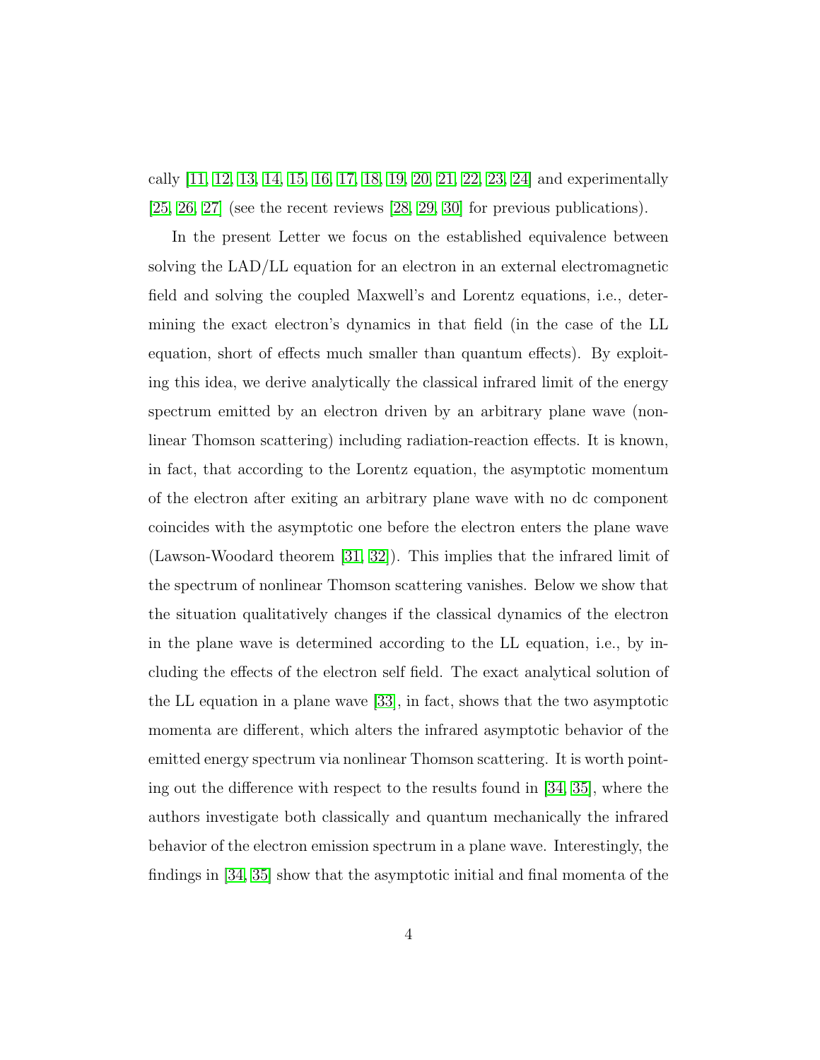cally [11, 12, 13, 14, 15, 16, 17, 18, 19, 20, 21, 22, 23, 24] and experimentally [25, 26, 27] (see the recent reviews [28, 29, 30] for previous publications).

In the present Letter we focus on the established equivalence between solving the LAD/LL equation for an electron in an external electromagnetic field and solving the coupled Maxwell's and Lorentz equations, i.e., determining the exact electron's dynamics in that field (in the case of the LL equation, short of effects much smaller than quantum effects). By exploiting this idea, we derive analytically the classical infrared limit of the energy spectrum emitted by an electron driven by an arbitrary plane wave (nonlinear Thomson scattering) including radiation-reaction effects. It is known, in fact, that according to the Lorentz equation, the asymptotic momentum of the electron after exiting an arbitrary plane wave with no dc component coincides with the asymptotic one before the electron enters the plane wave (Lawson-Woodard theorem [31, 32]). This implies that the infrared limit of the spectrum of nonlinear Thomson scattering vanishes. Below we show that the situation qualitatively changes if the classical dynamics of the electron in the plane wave is determined according to the LL equation, i.e., by including the effects of the electron self field. The exact analytical solution of the LL equation in a plane wave [33], in fact, shows that the two asymptotic momenta are different, which alters the infrared asymptotic behavior of the emitted energy spectrum via nonlinear Thomson scattering. It is worth pointing out the difference with respect to the results found in [34, 35], where the authors investigate both classically and quantum mechanically the infrared behavior of the electron emission spectrum in a plane wave. Interestingly, the findings in [34, 35] show that the asymptotic initial and final momenta of the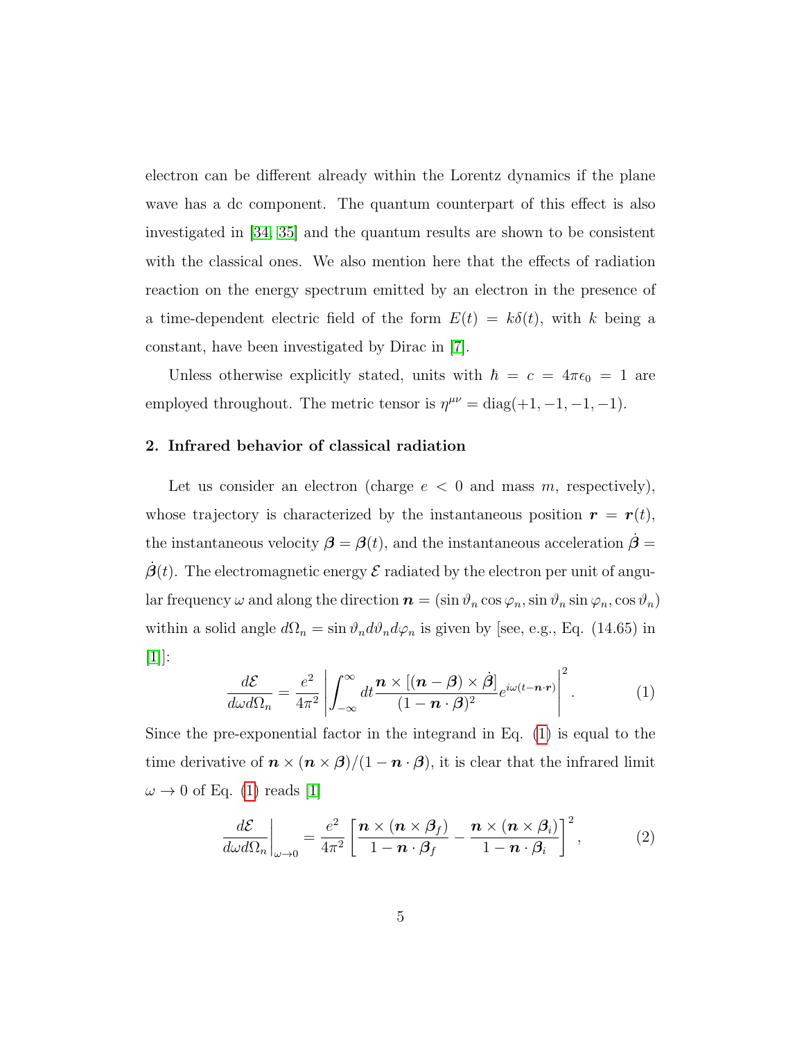electron can be different already within the Lorentz dynamics if the plane wave has a dc component. The quantum counterpart of this effect is also investigated in [34, 35] and the quantum results are shown to be consistent with the classical ones. We also mention here that the effects of radiation reaction on the energy spectrum emitted by an electron in the presence of a time-dependent electric field of the form $E(t) = k\delta(t)$, with $k$ being a constant, have been investigated by Dirac in [7].

Unless otherwise explicitly stated, units with $\hbar = c = 4\pi\epsilon_0 = 1$ are employed throughout. The metric tensor is $\eta^{\mu\nu} = \mathrm{diag}(+1, -1, -1, -1)$.

## 2. Infrared behavior of classical radiation

Let us consider an electron (charge $e < 0$ and mass $m$, respectively), whose trajectory is characterized by the instantaneous position $\boldsymbol{r} = \boldsymbol{r}(t)$, the instantaneous velocity $\boldsymbol{\beta} = \boldsymbol{\beta}(t)$, and the instantaneous acceleration $\dot{\boldsymbol{\beta}} = \dot{\boldsymbol{\beta}}(t)$. The electromagnetic energy $\mathcal{E}$ radiated by the electron per unit of angular frequency $\omega$ and along the direction $\boldsymbol{n} = (\sin\vartheta_n \cos\varphi_n, \sin\vartheta_n \sin\varphi_n, \cos\vartheta_n)$ within a solid angle $d\Omega_n = \sin\vartheta_n d\vartheta_n d\varphi_n$ is given by [see, e.g., Eq. (14.65) in [1]]:

$$\frac{d\mathcal{E}}{d\omega d\Omega_n} = \frac{e^2}{4\pi^2} \left| \int_{-\infty}^{\infty} dt \frac{\boldsymbol{n} \times [(\boldsymbol{n} - \boldsymbol{\beta}) \times \dot{\boldsymbol{\beta}}]}{(1 - \boldsymbol{n} \cdot \boldsymbol{\beta})^2} e^{i\omega(t - \boldsymbol{n}\cdot\boldsymbol{r})} \right|^2. \tag{1}$$

Since the pre-exponential factor in the integrand in Eq. (1) is equal to the time derivative of $\boldsymbol{n} \times (\boldsymbol{n} \times \boldsymbol{\beta})/(1 - \boldsymbol{n} \cdot \boldsymbol{\beta})$, it is clear that the infrared limit $\omega \to 0$ of Eq. (1) reads [1]

$$\left.\frac{d\mathcal{E}}{d\omega d\Omega_n}\right|_{\omega\to 0} = \frac{e^2}{4\pi^2} \left[ \frac{\boldsymbol{n} \times (\boldsymbol{n} \times \boldsymbol{\beta}_f)}{1 - \boldsymbol{n} \cdot \boldsymbol{\beta}_f} - \frac{\boldsymbol{n} \times (\boldsymbol{n} \times \boldsymbol{\beta}_i)}{1 - \boldsymbol{n} \cdot \boldsymbol{\beta}_i} \right]^2, \tag{2}$$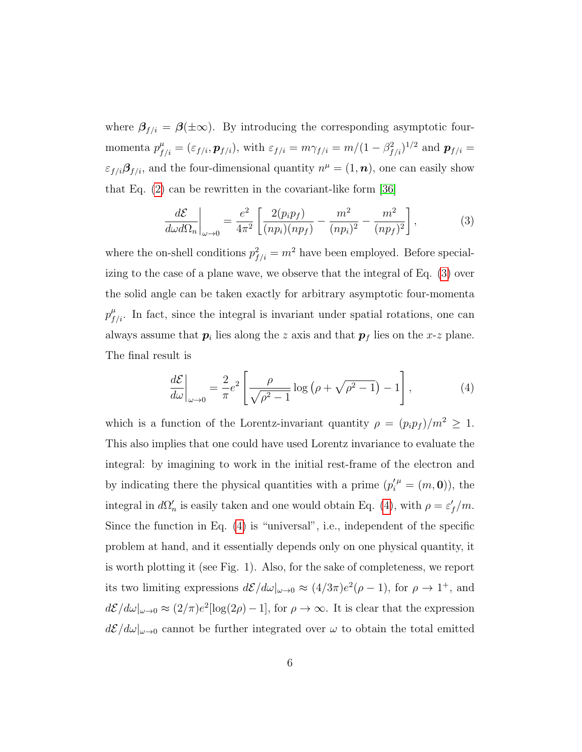where $\boldsymbol{\beta}_{f/i} = \boldsymbol{\beta}(\pm\infty)$. By introducing the corresponding asymptotic four-momenta $p^\mu_{f/i} = (\varepsilon_{f/i}, \boldsymbol{p}_{f/i})$, with $\varepsilon_{f/i} = m\gamma_{f/i} = m/(1-\beta^2_{f/i})^{1/2}$ and $\boldsymbol{p}_{f/i} = \varepsilon_{f/i}\boldsymbol{\beta}_{f/i}$, and the four-dimensional quantity $n^\mu = (1, \boldsymbol{n})$, one can easily show that Eq. (2) can be rewritten in the covariant-like form [36]

$$\left.\frac{d\mathcal{E}}{d\omega d\Omega_n}\right|_{\omega\to 0} = \frac{e^2}{4\pi^2}\left[\frac{2(p_ip_f)}{(np_i)(np_f)} - \frac{m^2}{(np_i)^2} - \frac{m^2}{(np_f)^2}\right], \tag{3}$$

where the on-shell conditions $p^2_{f/i} = m^2$ have been employed. Before specializing to the case of a plane wave, we observe that the integral of Eq. (3) over the solid angle can be taken exactly for arbitrary asymptotic four-momenta $p^\mu_{f/i}$. In fact, since the integral is invariant under spatial rotations, one can always assume that $\boldsymbol{p}_i$ lies along the $z$ axis and that $\boldsymbol{p}_f$ lies on the $x$-$z$ plane. The final result is

$$\left.\frac{d\mathcal{E}}{d\omega}\right|_{\omega\to 0} = \frac{2}{\pi}e^2\left[\frac{\rho}{\sqrt{\rho^2-1}}\log\left(\rho + \sqrt{\rho^2-1}\right) - 1\right], \tag{4}$$

which is a function of the Lorentz-invariant quantity $\rho = (p_ip_f)/m^2 \geq 1$. This also implies that one could have used Lorentz invariance to evaluate the integral: by imagining to work in the initial rest-frame of the electron and by indicating there the physical quantities with a prime ($p'^{\mu}_i = (m, \boldsymbol{0})$), the integral in $d\Omega'_n$ is easily taken and one would obtain Eq. (4), with $\rho = \varepsilon'_f/m$. Since the function in Eq. (4) is "universal", i.e., independent of the specific problem at hand, and it essentially depends only on one physical quantity, it is worth plotting it (see Fig. 1). Also, for the sake of completeness, we report its two limiting expressions $d\mathcal{E}/d\omega|_{\omega\to 0} \approx (4/3\pi)e^2(\rho-1)$, for $\rho \to 1^+$, and $d\mathcal{E}/d\omega|_{\omega\to 0} \approx (2/\pi)e^2[\log(2\rho) - 1]$, for $\rho \to \infty$. It is clear that the expression $d\mathcal{E}/d\omega|_{\omega\to 0}$ cannot be further integrated over $\omega$ to obtain the total emitted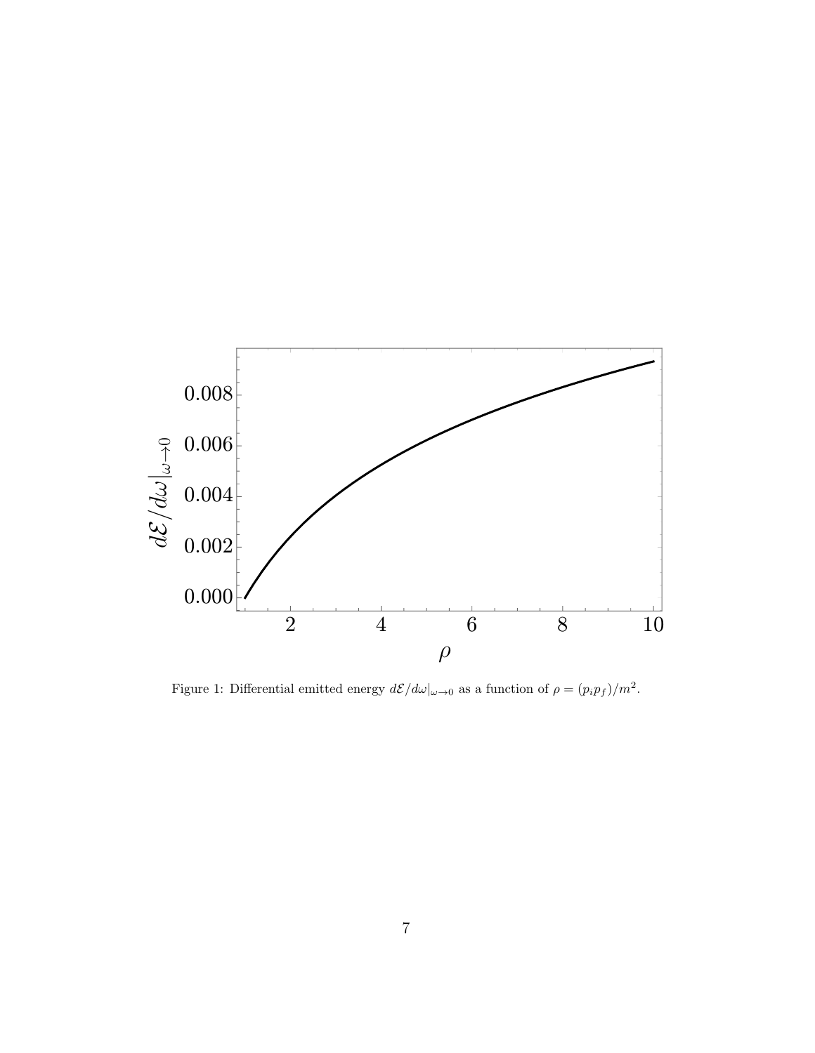Figure 1: Differential emitted energy $d\mathcal{E}/d\omega|_{\omega\to 0}$ as a function of $\rho = (p_i p_f)/m^2$.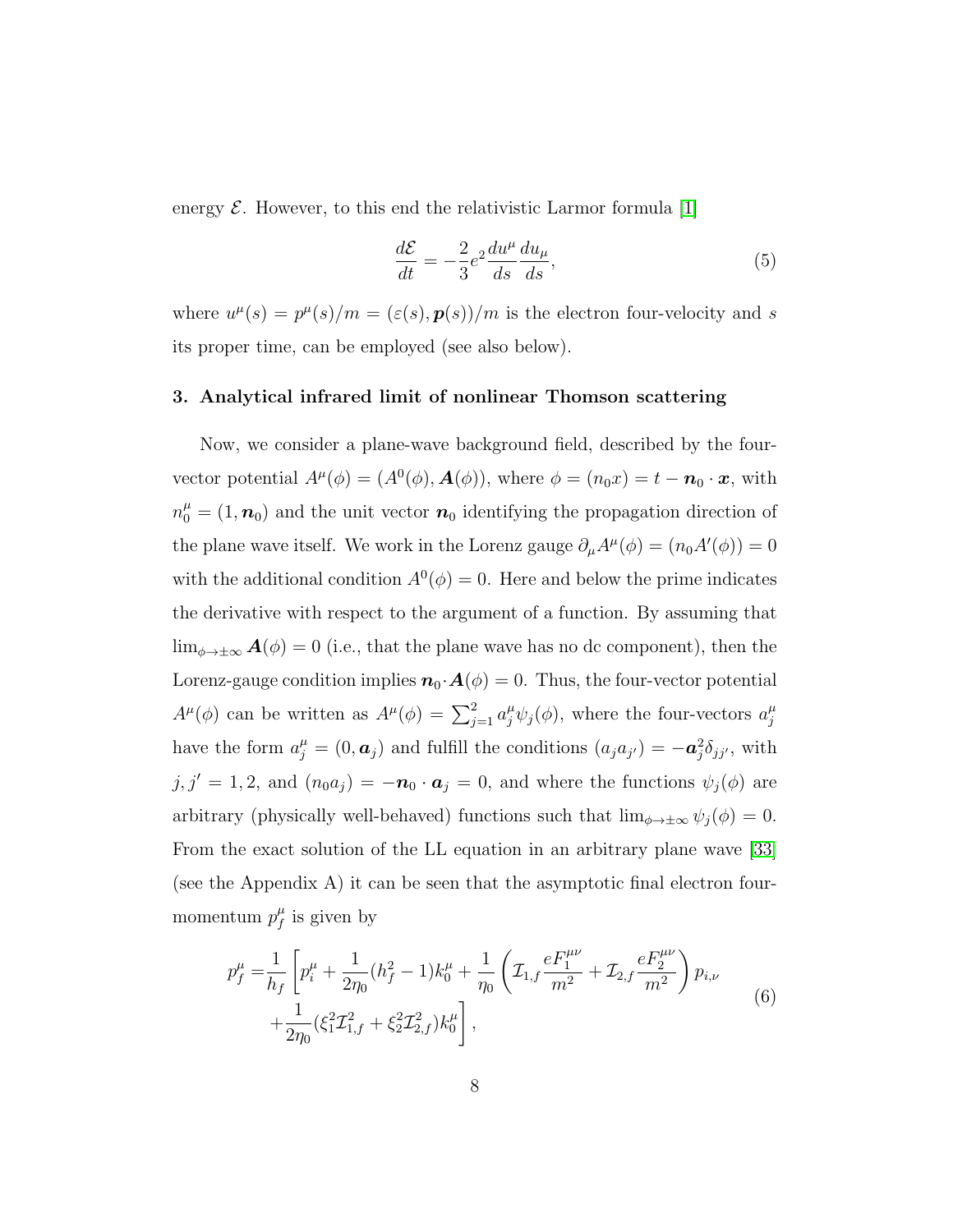energy $\mathcal{E}$. However, to this end the relativistic Larmor formula [1]

$$\frac{d\mathcal{E}}{dt} = -\frac{2}{3}e^2\frac{du^\mu}{ds}\frac{du_\mu}{ds}, \tag{5}$$

where $u^\mu(s) = p^\mu(s)/m = (\varepsilon(s), \boldsymbol{p}(s))/m$ is the electron four-velocity and $s$ its proper time, can be employed (see also below).

### 3. Analytical infrared limit of nonlinear Thomson scattering

Now, we consider a plane-wave background field, described by the four-vector potential $A^\mu(\phi) = (A^0(\phi), \boldsymbol{A}(\phi))$, where $\phi = (n_0x) = t - \boldsymbol{n}_0 \cdot \boldsymbol{x}$, with $n_0^\mu = (1, \boldsymbol{n}_0)$ and the unit vector $\boldsymbol{n}_0$ identifying the propagation direction of the plane wave itself. We work in the Lorenz gauge $\partial_\mu A^\mu(\phi) = (n_0A'(\phi)) = 0$ with the additional condition $A^0(\phi) = 0$. Here and below the prime indicates the derivative with respect to the argument of a function. By assuming that $\lim_{\phi\to\pm\infty} \boldsymbol{A}(\phi) = 0$ (i.e., that the plane wave has no dc component), then the Lorenz-gauge condition implies $\boldsymbol{n}_0 \cdot \boldsymbol{A}(\phi) = 0$. Thus, the four-vector potential $A^\mu(\phi)$ can be written as $A^\mu(\phi) = \sum_{j=1}^2 a_j^\mu \psi_j(\phi)$, where the four-vectors $a_j^\mu$ have the form $a_j^\mu = (0, \boldsymbol{a}_j)$ and fulfill the conditions $(a_ja_{j'}) = -\boldsymbol{a}_j^2\delta_{jj'}$, with $j, j' = 1, 2$, and $(n_0a_j) = -\boldsymbol{n}_0 \cdot \boldsymbol{a}_j = 0$, and where the functions $\psi_j(\phi)$ are arbitrary (physically well-behaved) functions such that $\lim_{\phi\to\pm\infty} \psi_j(\phi) = 0$. From the exact solution of the LL equation in an arbitrary plane wave [33] (see the Appendix A) it can be seen that the asymptotic final electron four-momentum $p_f^\mu$ is given by

$$\begin{aligned}
p_f^\mu =& \frac{1}{h_f}\left[p_i^\mu + \frac{1}{2\eta_0}(h_f^2 - 1)k_0^\mu + \frac{1}{\eta_0}\left(\mathcal{I}_{1,f}\frac{eF_1^{\mu\nu}}{m^2} + \mathcal{I}_{2,f}\frac{eF_2^{\mu\nu}}{m^2}\right)p_{i,\nu}\right. \\
&\left. + \frac{1}{2\eta_0}(\xi_1^2\mathcal{I}_{1,f}^2 + \xi_2^2\mathcal{I}_{2,f}^2)k_0^\mu\right],
\end{aligned} \tag{6}$$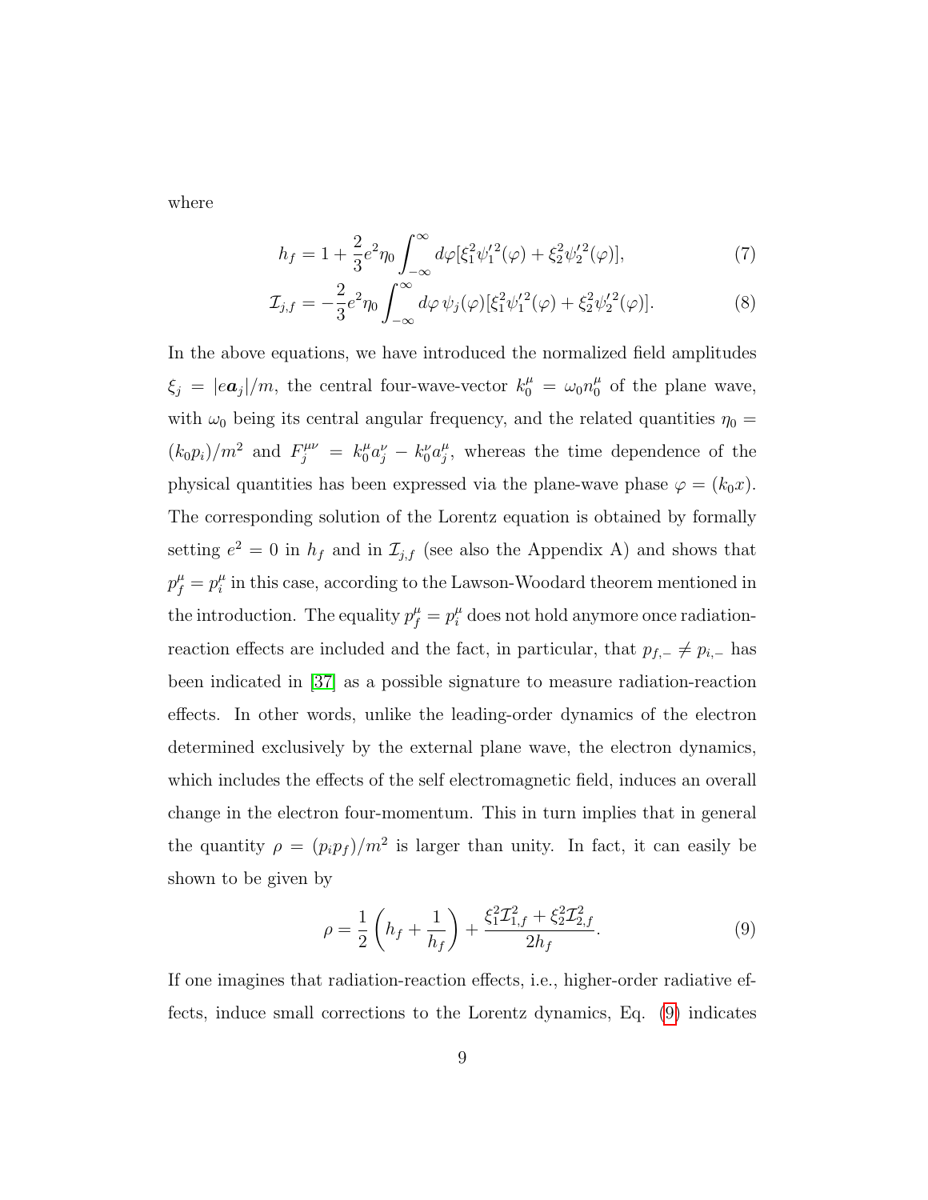where

$$h_f = 1 + \frac{2}{3}e^2\eta_0 \int_{-\infty}^{\infty} d\varphi [\xi_1^2 \psi_1'^2(\varphi) + \xi_2^2 \psi_2'^2(\varphi)], \tag{7}$$

$$\mathcal{I}_{j,f} = -\frac{2}{3}e^2\eta_0 \int_{-\infty}^{\infty} d\varphi\, \psi_j(\varphi) [\xi_1^2 \psi_1'^2(\varphi) + \xi_2^2 \psi_2'^2(\varphi)]. \tag{8}$$

In the above equations, we have introduced the normalized field amplitudes $\xi_j = |e\boldsymbol{a}_j|/m$, the central four-wave-vector $k_0^\mu = \omega_0 n_0^\mu$ of the plane wave, with $\omega_0$ being its central angular frequency, and the related quantities $\eta_0 = (k_0 p_i)/m^2$ and $F_j^{\mu\nu} = k_0^\mu a_j^\nu - k_0^\nu a_j^\mu$, whereas the time dependence of the physical quantities has been expressed via the plane-wave phase $\varphi = (k_0 x)$. The corresponding solution of the Lorentz equation is obtained by formally setting $e^2 = 0$ in $h_f$ and in $\mathcal{I}_{j,f}$ (see also the Appendix A) and shows that $p_f^\mu = p_i^\mu$ in this case, according to the Lawson-Woodard theorem mentioned in the introduction. The equality $p_f^\mu = p_i^\mu$ does not hold anymore once radiation-reaction effects are included and the fact, in particular, that $p_{f,-} \neq p_{i,-}$ has been indicated in [37] as a possible signature to measure radiation-reaction effects. In other words, unlike the leading-order dynamics of the electron determined exclusively by the external plane wave, the electron dynamics, which includes the effects of the self electromagnetic field, induces an overall change in the electron four-momentum. This in turn implies that in general the quantity $\rho = (p_i p_f)/m^2$ is larger than unity. In fact, it can easily be shown to be given by

$$\rho = \frac{1}{2}\left(h_f + \frac{1}{h_f}\right) + \frac{\xi_1^2 \mathcal{I}_{1,f}^2 + \xi_2^2 \mathcal{I}_{2,f}^2}{2h_f}. \tag{9}$$

If one imagines that radiation-reaction effects, i.e., higher-order radiative effects, induce small corrections to the Lorentz dynamics, Eq. (9) indicates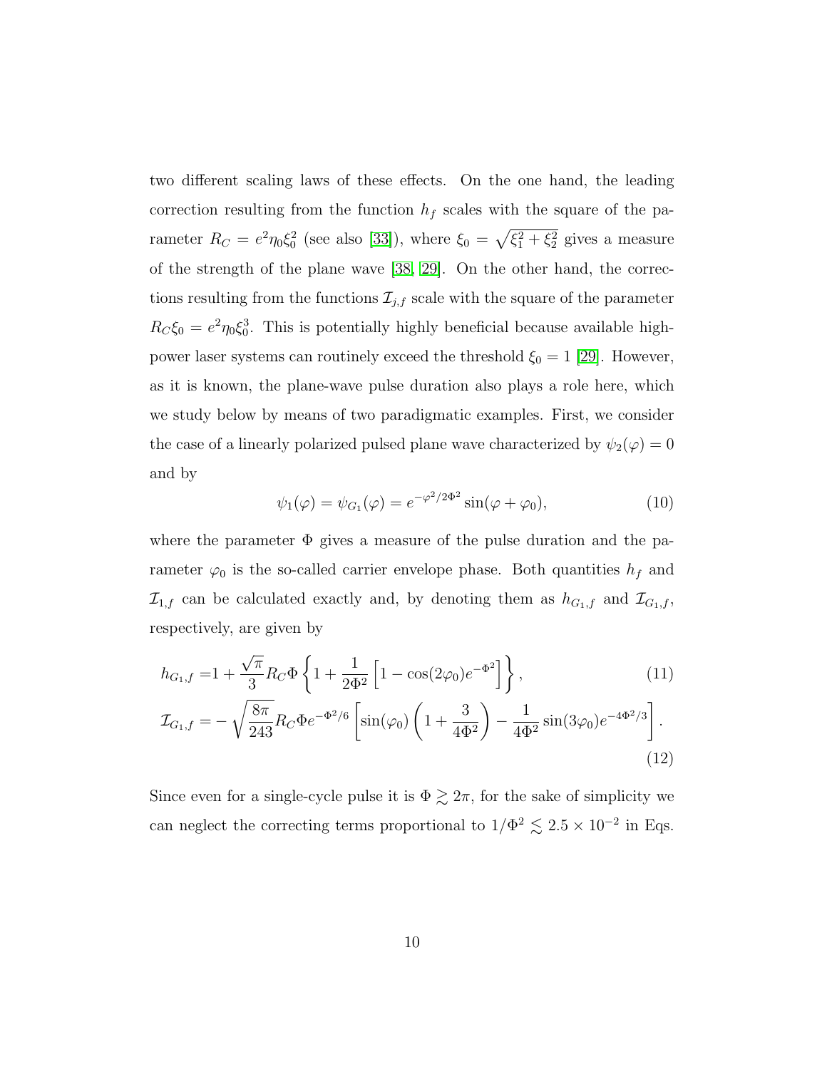two different scaling laws of these effects. On the one hand, the leading correction resulting from the function $h_f$ scales with the square of the parameter $R_C = e^2\eta_0\xi_0^2$ (see also [33]), where $\xi_0 = \sqrt{\xi_1^2 + \xi_2^2}$ gives a measure of the strength of the plane wave [38, 29]. On the other hand, the corrections resulting from the functions $\mathcal{I}_{j,f}$ scale with the square of the parameter $R_C\xi_0 = e^2\eta_0\xi_0^3$. This is potentially highly beneficial because available high-power laser systems can routinely exceed the threshold $\xi_0 = 1$ [29]. However, as it is known, the plane-wave pulse duration also plays a role here, which we study below by means of two paradigmatic examples. First, we consider the case of a linearly polarized pulsed plane wave characterized by $\psi_2(\varphi) = 0$ and by

$$\psi_1(\varphi) = \psi_{G_1}(\varphi) = e^{-\varphi^2/2\Phi^2}\sin(\varphi + \varphi_0), \tag{10}$$

where the parameter $\Phi$ gives a measure of the pulse duration and the parameter $\varphi_0$ is the so-called carrier envelope phase. Both quantities $h_f$ and $\mathcal{I}_{1,f}$ can be calculated exactly and, by denoting them as $h_{G_1,f}$ and $\mathcal{I}_{G_1,f}$, respectively, are given by

$$h_{G_1,f} = 1 + \frac{\sqrt{\pi}}{3}R_C\Phi\left\{1 + \frac{1}{2\Phi^2}\left[1 - \cos(2\varphi_0)e^{-\Phi^2}\right]\right\}, \tag{11}$$

$$\mathcal{I}_{G_1,f} = -\sqrt{\frac{8\pi}{243}}R_C\Phi e^{-\Phi^2/6}\left[\sin(\varphi_0)\left(1 + \frac{3}{4\Phi^2}\right) - \frac{1}{4\Phi^2}\sin(3\varphi_0)e^{-4\Phi^2/3}\right]. \tag{12}$$

Since even for a single-cycle pulse it is $\Phi \gtrsim 2\pi$, for the sake of simplicity we can neglect the correcting terms proportional to $1/\Phi^2 \lesssim 2.5 \times 10^{-2}$ in Eqs.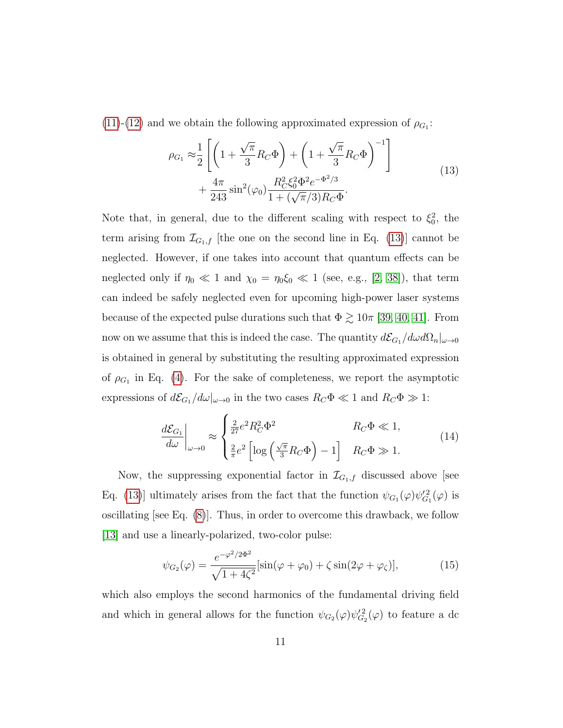(11)-(12) and we obtain the following approximated expression of $\rho_{G_1}$:

$$
\begin{aligned}
\rho_{G_1} \approx & \frac{1}{2}\left[\left(1+\frac{\sqrt{\pi}}{3}R_C\Phi\right)+\left(1+\frac{\sqrt{\pi}}{3}R_C\Phi\right)^{-1}\right] \\
& + \frac{4\pi}{243}\sin^2(\varphi_0)\frac{R_C^2\xi_0^2\Phi^2 e^{-\Phi^2/3}}{1+(\sqrt{\pi}/3)R_C\Phi}.
\end{aligned}
\tag{13}
$$

Note that, in general, due to the different scaling with respect to $\xi_0^2$, the term arising from $\mathcal{I}_{G_1,f}$ [the one on the second line in Eq. (13)] cannot be neglected. However, if one takes into account that quantum effects can be neglected only if $\eta_0 \ll 1$ and $\chi_0 = \eta_0\xi_0 \ll 1$ (see, e.g., [2, 38]), that term can indeed be safely neglected even for upcoming high-power laser systems because of the expected pulse durations such that $\Phi \gtrsim 10\pi$ [39, 40, 41]. From now on we assume that this is indeed the case. The quantity $d\mathcal{E}_{G_1}/d\omega d\Omega_n|_{\omega\to 0}$ is obtained in general by substituting the resulting approximated expression of $\rho_{G_1}$ in Eq. (4). For the sake of completeness, we report the asymptotic expressions of $d\mathcal{E}_{G_1}/d\omega|_{\omega\to 0}$ in the two cases $R_C\Phi \ll 1$ and $R_C\Phi \gg 1$:

$$
\left.\frac{d\mathcal{E}_{G_1}}{d\omega}\right|_{\omega\to 0} \approx
\begin{cases}
\frac{2}{27}e^2 R_C^2\Phi^2 & R_C\Phi \ll 1, \\
\frac{2}{\pi}e^2\left[\log\left(\frac{\sqrt{\pi}}{3}R_C\Phi\right)-1\right] & R_C\Phi \gg 1.
\end{cases}
\tag{14}
$$

Now, the suppressing exponential factor in $\mathcal{I}_{G_1,f}$ discussed above [see Eq. (13)] ultimately arises from the fact that the function $\psi_{G_1}(\varphi)\psi_{G_1}'^2(\varphi)$ is oscillating [see Eq. (8)]. Thus, in order to overcome this drawback, we follow [13] and use a linearly-polarized, two-color pulse:

$$
\psi_{G_2}(\varphi) = \frac{e^{-\varphi^2/2\Phi^2}}{\sqrt{1+4\zeta^2}}[\sin(\varphi+\varphi_0)+\zeta\sin(2\varphi+\varphi_\zeta)],
\tag{15}
$$

which also employs the second harmonics of the fundamental driving field and which in general allows for the function $\psi_{G_2}(\varphi)\psi_{G_2}'^2(\varphi)$ to feature a dc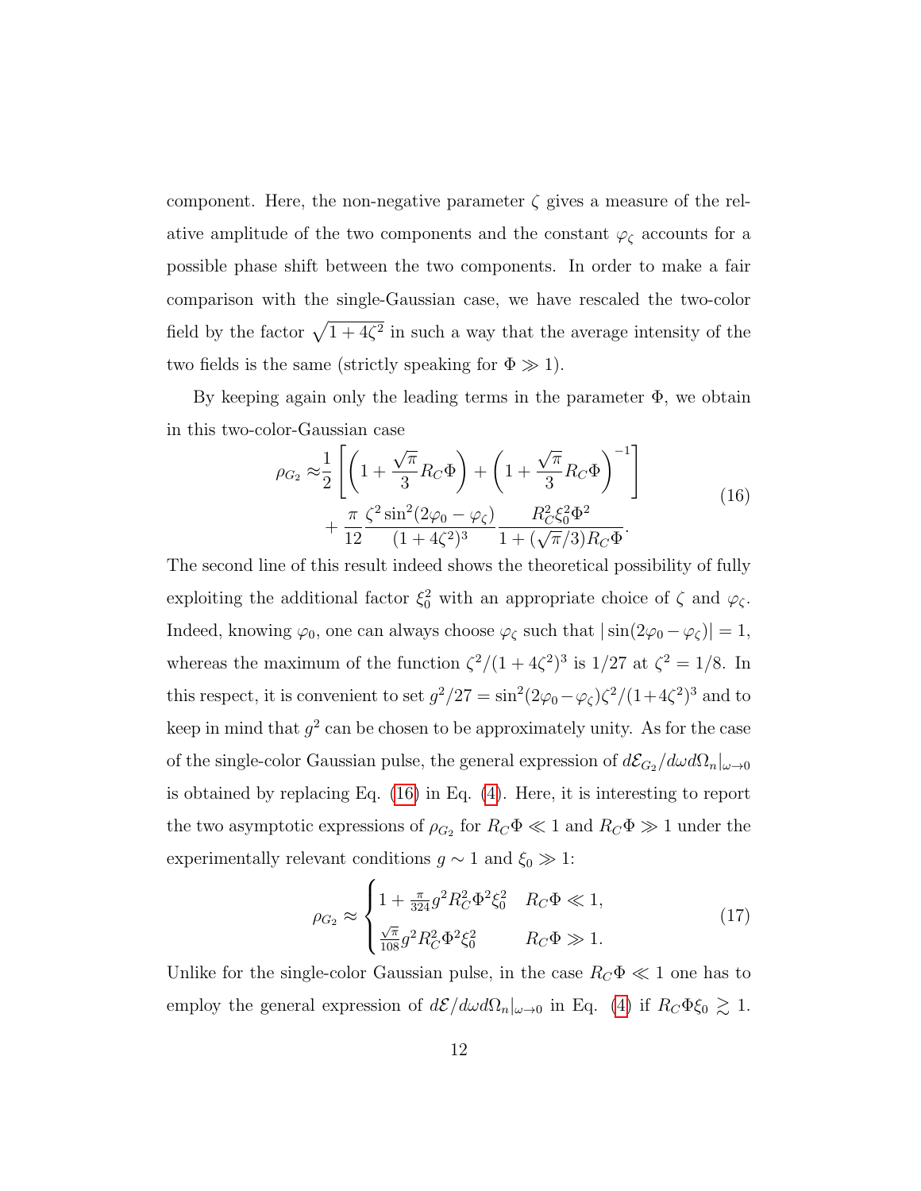component. Here, the non-negative parameter $\zeta$ gives a measure of the relative amplitude of the two components and the constant $\varphi_\zeta$ accounts for a possible phase shift between the two components. In order to make a fair comparison with the single-Gaussian case, we have rescaled the two-color field by the factor $\sqrt{1+4\zeta^2}$ in such a way that the average intensity of the two fields is the same (strictly speaking for $\Phi \gg 1$).

By keeping again only the leading terms in the parameter $\Phi$, we obtain in this two-color-Gaussian case

$$
\begin{aligned}
\rho_{G_2} \approx & \frac{1}{2}\left[\left(1+\frac{\sqrt{\pi}}{3}R_C\Phi\right)+\left(1+\frac{\sqrt{\pi}}{3}R_C\Phi\right)^{-1}\right] \\
& + \frac{\pi}{12}\frac{\zeta^2\sin^2(2\varphi_0-\varphi_\zeta)}{(1+4\zeta^2)^3}\frac{R_C^2\xi_0^2\Phi^2}{1+(\sqrt{\pi}/3)R_C\Phi}.
\end{aligned}
\tag{16}
$$

The second line of this result indeed shows the theoretical possibility of fully exploiting the additional factor $\xi_0^2$ with an appropriate choice of $\zeta$ and $\varphi_\zeta$. Indeed, knowing $\varphi_0$, one can always choose $\varphi_\zeta$ such that $|\sin(2\varphi_0-\varphi_\zeta)|=1$, whereas the maximum of the function $\zeta^2/(1+4\zeta^2)^3$ is $1/27$ at $\zeta^2=1/8$. In this respect, it is convenient to set $g^2/27=\sin^2(2\varphi_0-\varphi_\zeta)\zeta^2/(1+4\zeta^2)^3$ and to keep in mind that $g^2$ can be chosen to be approximately unity. As for the case of the single-color Gaussian pulse, the general expression of $d\mathcal{E}_{G_2}/d\omega d\Omega_n|_{\omega\to 0}$ is obtained by replacing Eq. (16) in Eq. (4). Here, it is interesting to report the two asymptotic expressions of $\rho_{G_2}$ for $R_C\Phi \ll 1$ and $R_C\Phi \gg 1$ under the experimentally relevant conditions $g\sim 1$ and $\xi_0 \gg 1$:

$$
\rho_{G_2} \approx \begin{cases} 1+\frac{\pi}{324}g^2R_C^2\Phi^2\xi_0^2 & R_C\Phi \ll 1, \\ \frac{\sqrt{\pi}}{108}g^2R_C^2\Phi^2\xi_0^2 & R_C\Phi \gg 1. \end{cases}
\tag{17}
$$

Unlike for the single-color Gaussian pulse, in the case $R_C\Phi \ll 1$ one has to employ the general expression of $d\mathcal{E}/d\omega d\Omega_n|_{\omega\to 0}$ in Eq. (4) if $R_C\Phi\xi_0 \gtrsim 1$.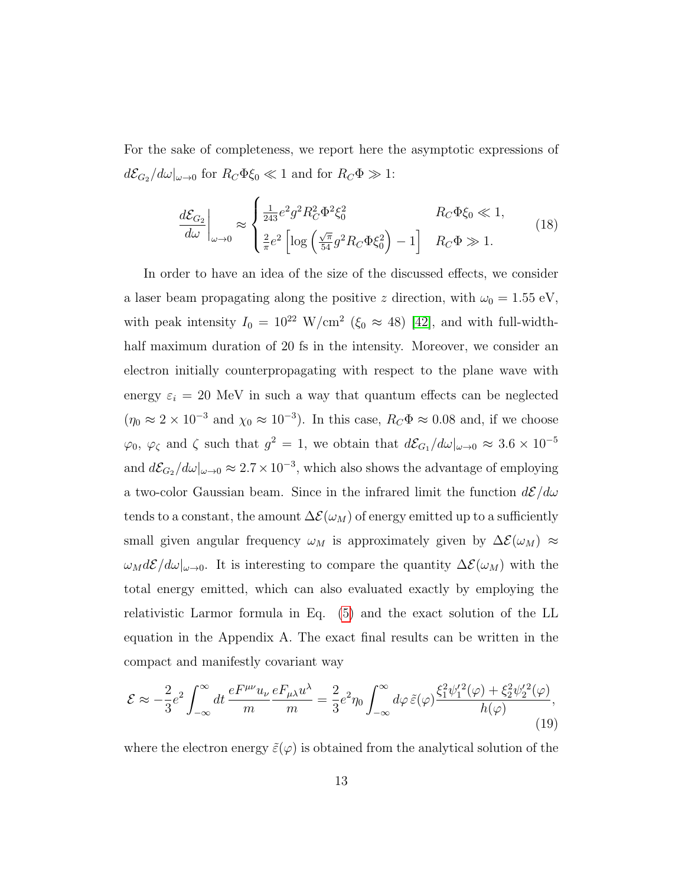For the sake of completeness, we report here the asymptotic expressions of $d\mathcal{E}_{G_2}/d\omega|_{\omega\to 0}$ for $R_C\Phi\xi_0 \ll 1$ and for $R_C\Phi \gg 1$:

$$
\left.\frac{d\mathcal{E}_{G_2}}{d\omega}\right|_{\omega\to 0} \approx \begin{cases} \frac{1}{243}e^2 g^2 R_C^2 \Phi^2 \xi_0^2 & R_C\Phi\xi_0 \ll 1, \\ \frac{2}{\pi}e^2 \left[\log\left(\frac{\sqrt{\pi}}{54} g^2 R_C \Phi \xi_0^2\right) - 1\right] & R_C\Phi \gg 1. \end{cases} \tag{18}
$$

In order to have an idea of the size of the discussed effects, we consider a laser beam propagating along the positive $z$ direction, with $\omega_0 = 1.55$ eV, with peak intensity $I_0 = 10^{22}$ W/cm$^2$ ($\xi_0 \approx 48$) [42], and with full-width-half maximum duration of 20 fs in the intensity. Moreover, we consider an electron initially counterpropagating with respect to the plane wave with energy $\varepsilon_i = 20$ MeV in such a way that quantum effects can be neglected ($\eta_0 \approx 2 \times 10^{-3}$ and $\chi_0 \approx 10^{-3}$). In this case, $R_C\Phi \approx 0.08$ and, if we choose $\varphi_0$, $\varphi_\zeta$ and $\zeta$ such that $g^2 = 1$, we obtain that $d\mathcal{E}_{G_1}/d\omega|_{\omega\to 0} \approx 3.6 \times 10^{-5}$ and $d\mathcal{E}_{G_2}/d\omega|_{\omega\to 0} \approx 2.7 \times 10^{-3}$, which also shows the advantage of employing a two-color Gaussian beam. Since in the infrared limit the function $d\mathcal{E}/d\omega$ tends to a constant, the amount $\Delta\mathcal{E}(\omega_M)$ of energy emitted up to a sufficiently small given angular frequency $\omega_M$ is approximately given by $\Delta\mathcal{E}(\omega_M) \approx \omega_M d\mathcal{E}/d\omega|_{\omega\to 0}$. It is interesting to compare the quantity $\Delta\mathcal{E}(\omega_M)$ with the total energy emitted, which can also evaluated exactly by employing the relativistic Larmor formula in Eq. (5) and the exact solution of the LL equation in the Appendix A. The exact final results can be written in the compact and manifestly covariant way

$$
\mathcal{E} \approx -\frac{2}{3}e^2 \int_{-\infty}^{\infty} dt\, \frac{eF^{\mu\nu}u_\nu}{m}\frac{eF_{\mu\lambda}u^\lambda}{m} = \frac{2}{3}e^2\eta_0 \int_{-\infty}^{\infty} d\varphi\, \tilde{\varepsilon}(\varphi)\frac{\xi_1^2\psi_1'^2(\varphi) + \xi_2^2\psi_2'^2(\varphi)}{h(\varphi)}, \tag{19}
$$

where the electron energy $\tilde{\varepsilon}(\varphi)$ is obtained from the analytical solution of the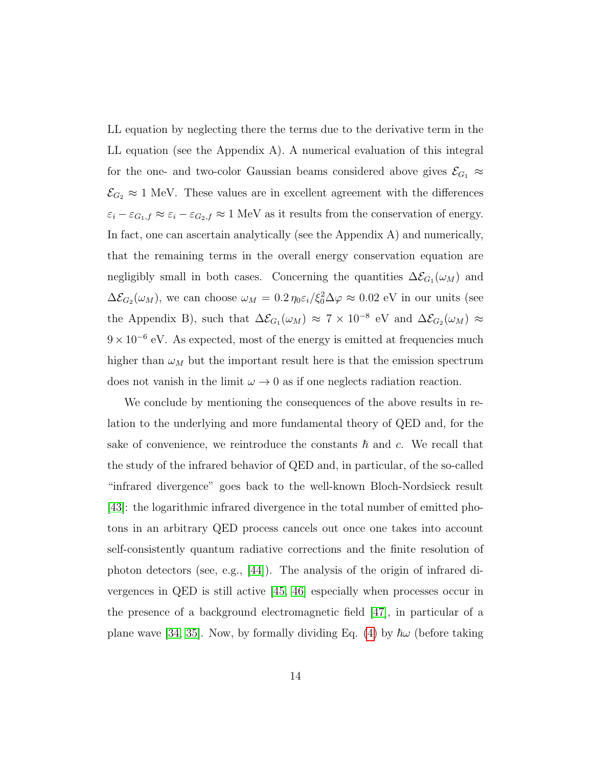LL equation by neglecting there the terms due to the derivative term in the LL equation (see the Appendix A). A numerical evaluation of this integral for the one- and two-color Gaussian beams considered above gives $\mathcal{E}_{G_1} \approx \mathcal{E}_{G_2} \approx 1$ MeV. These values are in excellent agreement with the differences $\varepsilon_i - \varepsilon_{G_1,f} \approx \varepsilon_i - \varepsilon_{G_2,f} \approx 1$ MeV as it results from the conservation of energy. In fact, one can ascertain analytically (see the Appendix A) and numerically, that the remaining terms in the overall energy conservation equation are negligibly small in both cases. Concerning the quantities $\Delta\mathcal{E}_{G_1}(\omega_M)$ and $\Delta\mathcal{E}_{G_2}(\omega_M)$, we can choose $\omega_M = 0.2\,\eta_0\varepsilon_i/\xi_0^2\Delta\varphi \approx 0.02$ eV in our units (see the Appendix B), such that $\Delta\mathcal{E}_{G_1}(\omega_M) \approx 7\times 10^{-8}$ eV and $\Delta\mathcal{E}_{G_2}(\omega_M) \approx 9\times 10^{-6}$ eV. As expected, most of the energy is emitted at frequencies much higher than $\omega_M$ but the important result here is that the emission spectrum does not vanish in the limit $\omega \to 0$ as if one neglects radiation reaction.

We conclude by mentioning the consequences of the above results in relation to the underlying and more fundamental theory of QED and, for the sake of convenience, we reintroduce the constants $\hbar$ and $c$. We recall that the study of the infrared behavior of QED and, in particular, of the so-called "infrared divergence" goes back to the well-known Bloch-Nordsieck result [43]: the logarithmic infrared divergence in the total number of emitted photons in an arbitrary QED process cancels out once one takes into account self-consistently quantum radiative corrections and the finite resolution of photon detectors (see, e.g., [44]). The analysis of the origin of infrared divergences in QED is still active [45, 46] especially when processes occur in the presence of a background electromagnetic field [47], in particular of a plane wave [34, 35]. Now, by formally dividing Eq. (4) by $\hbar\omega$ (before taking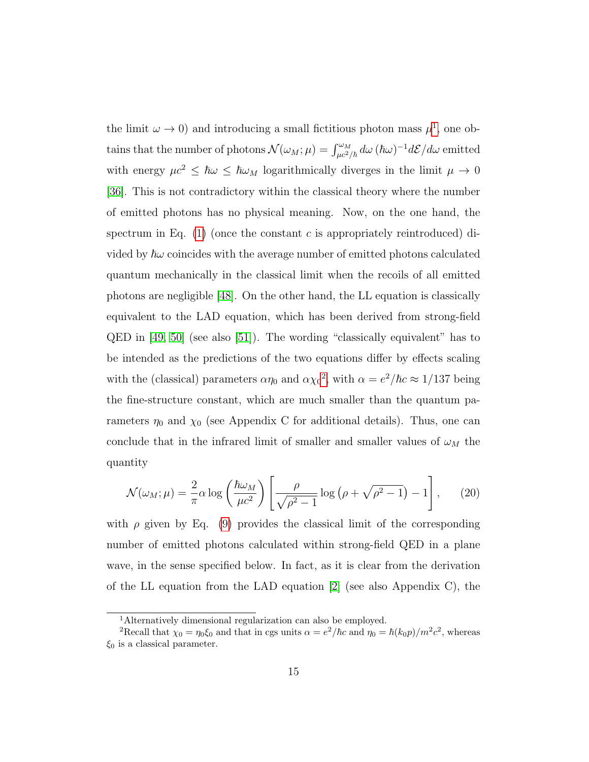the limit $\omega \to 0$) and introducing a small fictitious photon mass $\mu$[1], one obtains that the number of photons $\mathcal{N}(\omega_M;\mu) = \int_{\mu c^2/\hbar}^{\omega_M} d\omega\, (\hbar\omega)^{-1} d\mathcal{E}/d\omega$ emitted with energy $\mu c^2 \leq \hbar\omega \leq \hbar\omega_M$ logarithmically diverges in the limit $\mu \to 0$ [36]. This is not contradictory within the classical theory where the number of emitted photons has no physical meaning. Now, on the one hand, the spectrum in Eq. (1) (once the constant $c$ is appropriately reintroduced) divided by $\hbar\omega$ coincides with the average number of emitted photons calculated quantum mechanically in the classical limit when the recoils of all emitted photons are negligible [48]. On the other hand, the LL equation is classically equivalent to the LAD equation, which has been derived from strong-field QED in [49, 50] (see also [51]). The wording "classically equivalent" has to be intended as the predictions of the two equations differ by effects scaling with the (classical) parameters $\alpha\eta_0$ and $\alpha\chi_0$[2], with $\alpha = e^2/\hbar c \approx 1/137$ being the fine-structure constant, which are much smaller than the quantum parameters $\eta_0$ and $\chi_0$ (see Appendix C for additional details). Thus, one can conclude that in the infrared limit of smaller and smaller values of $\omega_M$ the quantity

$$\mathcal{N}(\omega_M;\mu) = \frac{2}{\pi}\alpha \log\left(\frac{\hbar\omega_M}{\mu c^2}\right)\left[\frac{\rho}{\sqrt{\rho^2-1}}\log\left(\rho+\sqrt{\rho^2-1}\right)-1\right], \qquad (20)$$

with $\rho$ given by Eq. (9) provides the classical limit of the corresponding number of emitted photons calculated within strong-field QED in a plane wave, in the sense specified below. In fact, as it is clear from the derivation of the LL equation from the LAD equation [2] (see also Appendix C), the

---

[1] Alternatively dimensional regularization can also be employed.

[2] Recall that $\chi_0 = \eta_0\xi_0$ and that in cgs units $\alpha = e^2/\hbar c$ and $\eta_0 = \hbar(k_0 p)/m^2c^2$, whereas $\xi_0$ is a classical parameter.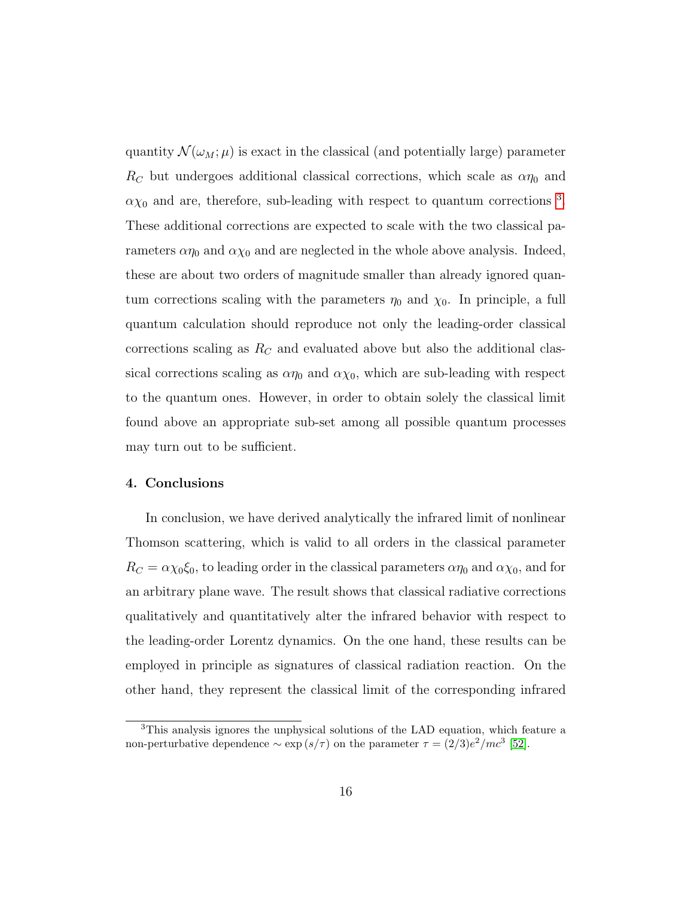quantity $\mathcal{N}(\omega_M;\mu)$ is exact in the classical (and potentially large) parameter $R_C$ but undergoes additional classical corrections, which scale as $\alpha\eta_0$ and $\alpha\chi_0$ and are, therefore, sub-leading with respect to quantum corrections [3]. These additional corrections are expected to scale with the two classical parameters $\alpha\eta_0$ and $\alpha\chi_0$ and are neglected in the whole above analysis. Indeed, these are about two orders of magnitude smaller than already ignored quantum corrections scaling with the parameters $\eta_0$ and $\chi_0$. In principle, a full quantum calculation should reproduce not only the leading-order classical corrections scaling as $R_C$ and evaluated above but also the additional classical corrections scaling as $\alpha\eta_0$ and $\alpha\chi_0$, which are sub-leading with respect to the quantum ones. However, in order to obtain solely the classical limit found above an appropriate sub-set among all possible quantum processes may turn out to be sufficient.

## 4. Conclusions

In conclusion, we have derived analytically the infrared limit of nonlinear Thomson scattering, which is valid to all orders in the classical parameter $R_C = \alpha\chi_0\xi_0$, to leading order in the classical parameters $\alpha\eta_0$ and $\alpha\chi_0$, and for an arbitrary plane wave. The result shows that classical radiative corrections qualitatively and quantitatively alter the infrared behavior with respect to the leading-order Lorentz dynamics. On the one hand, these results can be employed in principle as signatures of classical radiation reaction. On the other hand, they represent the classical limit of the corresponding infrared

[3] This analysis ignores the unphysical solutions of the LAD equation, which feature a non-perturbative dependence $\sim \exp(s/\tau)$ on the parameter $\tau = (2/3)e^2/mc^3$ [52].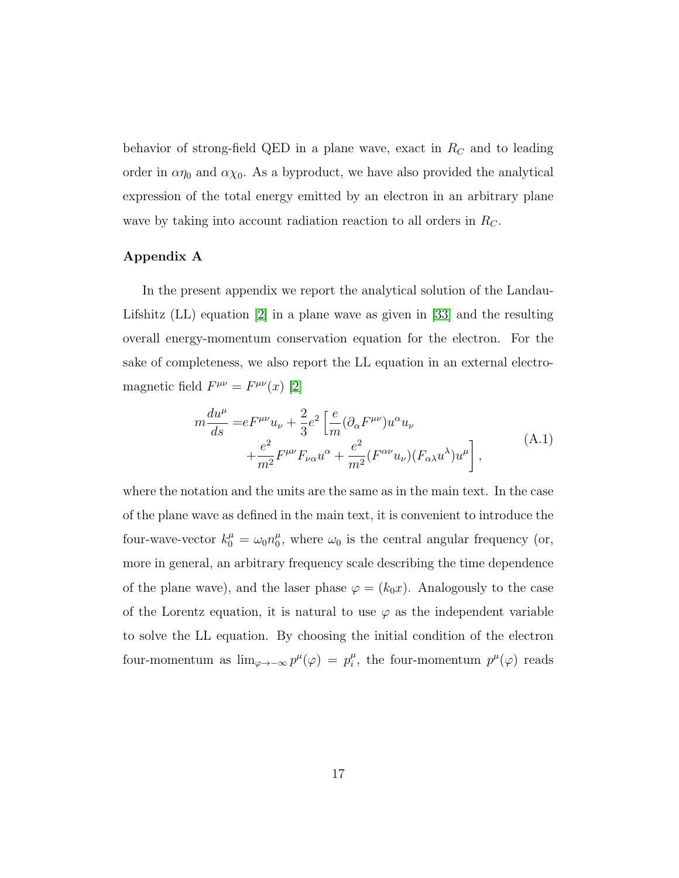behavior of strong-field QED in a plane wave, exact in $R_C$ and to leading order in $\alpha\eta_0$ and $\alpha\chi_0$. As a byproduct, we have also provided the analytical expression of the total energy emitted by an electron in an arbitrary plane wave by taking into account radiation reaction to all orders in $R_C$.

## Appendix A

In the present appendix we report the analytical solution of the Landau-Lifshitz (LL) equation [2] in a plane wave as given in [33] and the resulting overall energy-momentum conservation equation for the electron. For the sake of completeness, we also report the LL equation in an external electromagnetic field $F^{\mu\nu} = F^{\mu\nu}(x)$ [2]

$$
\begin{aligned}
m\frac{du^\mu}{ds} =& eF^{\mu\nu}u_\nu + \frac{2}{3}e^2\left[\frac{e}{m}(\partial_\alpha F^{\mu\nu})u^\alpha u_\nu \right.\\
&\left. + \frac{e^2}{m^2}F^{\mu\nu}F_{\nu\alpha}u^\alpha + \frac{e^2}{m^2}(F^{\alpha\nu}u_\nu)(F_{\alpha\lambda}u^\lambda)u^\mu\right],
\end{aligned}
\tag{A.1}
$$

where the notation and the units are the same as in the main text. In the case of the plane wave as defined in the main text, it is convenient to introduce the four-wave-vector $k_0^\mu = \omega_0 n_0^\mu$, where $\omega_0$ is the central angular frequency (or, more in general, an arbitrary frequency scale describing the time dependence of the plane wave), and the laser phase $\varphi = (k_0x)$. Analogously to the case of the Lorentz equation, it is natural to use $\varphi$ as the independent variable to solve the LL equation. By choosing the initial condition of the electron four-momentum as $\lim_{\varphi\to-\infty} p^\mu(\varphi) = p_i^\mu$, the four-momentum $p^\mu(\varphi)$ reads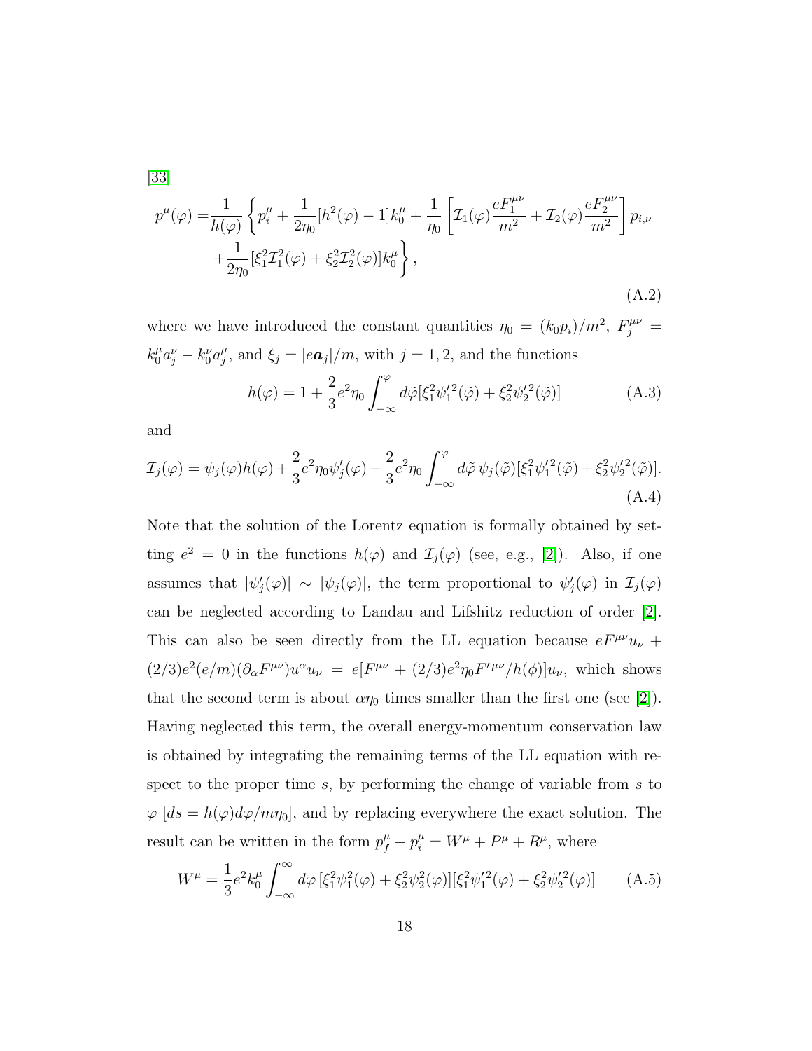[33]

$$
\begin{aligned}
p^\mu(\varphi) =& \frac{1}{h(\varphi)} \left\{ p_i^\mu + \frac{1}{2\eta_0}[h^2(\varphi) - 1]k_0^\mu + \frac{1}{\eta_0}\left[ \mathcal{I}_1(\varphi)\frac{eF_1^{\mu\nu}}{m^2} + \mathcal{I}_2(\varphi)\frac{eF_2^{\mu\nu}}{m^2} \right] p_{i,\nu} \right. \\
& \left. + \frac{1}{2\eta_0}[\xi_1^2 \mathcal{I}_1^2(\varphi) + \xi_2^2 \mathcal{I}_2^2(\varphi)]k_0^\mu \right\},
\end{aligned}
\tag{A.2}
$$

where we have introduced the constant quantities $\eta_0 = (k_0 p_i)/m^2$, $F_j^{\mu\nu} = k_0^\mu a_j^\nu - k_0^\nu a_j^\mu$, and $\xi_j = |e\boldsymbol{a}_j|/m$, with $j = 1, 2$, and the functions

$$
h(\varphi) = 1 + \frac{2}{3}e^2\eta_0 \int_{-\infty}^{\varphi} d\tilde{\varphi}[\xi_1^2 \psi_1'^2(\tilde{\varphi}) + \xi_2^2 \psi_2'^2(\tilde{\varphi})] \tag{A.3}
$$

and

$$
\mathcal{I}_j(\varphi) = \psi_j(\varphi)h(\varphi) + \frac{2}{3}e^2\eta_0\psi_j'(\varphi) - \frac{2}{3}e^2\eta_0 \int_{-\infty}^{\varphi} d\tilde{\varphi}\, \psi_j(\tilde{\varphi})[\xi_1^2 \psi_1'^2(\tilde{\varphi}) + \xi_2^2 \psi_2'^2(\tilde{\varphi})]. \tag{A.4}
$$

Note that the solution of the Lorentz equation is formally obtained by setting $e^2 = 0$ in the functions $h(\varphi)$ and $\mathcal{I}_j(\varphi)$ (see, e.g., [2]). Also, if one assumes that $|\psi_j'(\varphi)| \sim |\psi_j(\varphi)|$, the term proportional to $\psi_j'(\varphi)$ in $\mathcal{I}_j(\varphi)$ can be neglected according to Landau and Lifshitz reduction of order [2]. This can also be seen directly from the LL equation because $eF^{\mu\nu}u_\nu + (2/3)e^2(e/m)(\partial_\alpha F^{\mu\nu})u^\alpha u_\nu = e[F^{\mu\nu} + (2/3)e^2\eta_0 F'^{\mu\nu}/h(\phi)]u_\nu$, which shows that the second term is about $\alpha\eta_0$ times smaller than the first one (see [2]). Having neglected this term, the overall energy-momentum conservation law is obtained by integrating the remaining terms of the LL equation with respect to the proper time $s$, by performing the change of variable from $s$ to $\varphi$ [$ds = h(\varphi)d\varphi/m\eta_0$], and by replacing everywhere the exact solution. The result can be written in the form $p_f^\mu - p_i^\mu = W^\mu + P^\mu + R^\mu$, where

$$
W^\mu = \frac{1}{3}e^2 k_0^\mu \int_{-\infty}^{\infty} d\varphi\, [\xi_1^2 \psi_1^2(\varphi) + \xi_2^2 \psi_2^2(\varphi)][\xi_1^2 \psi_1'^2(\varphi) + \xi_2^2 \psi_2'^2(\varphi)] \tag{A.5}
$$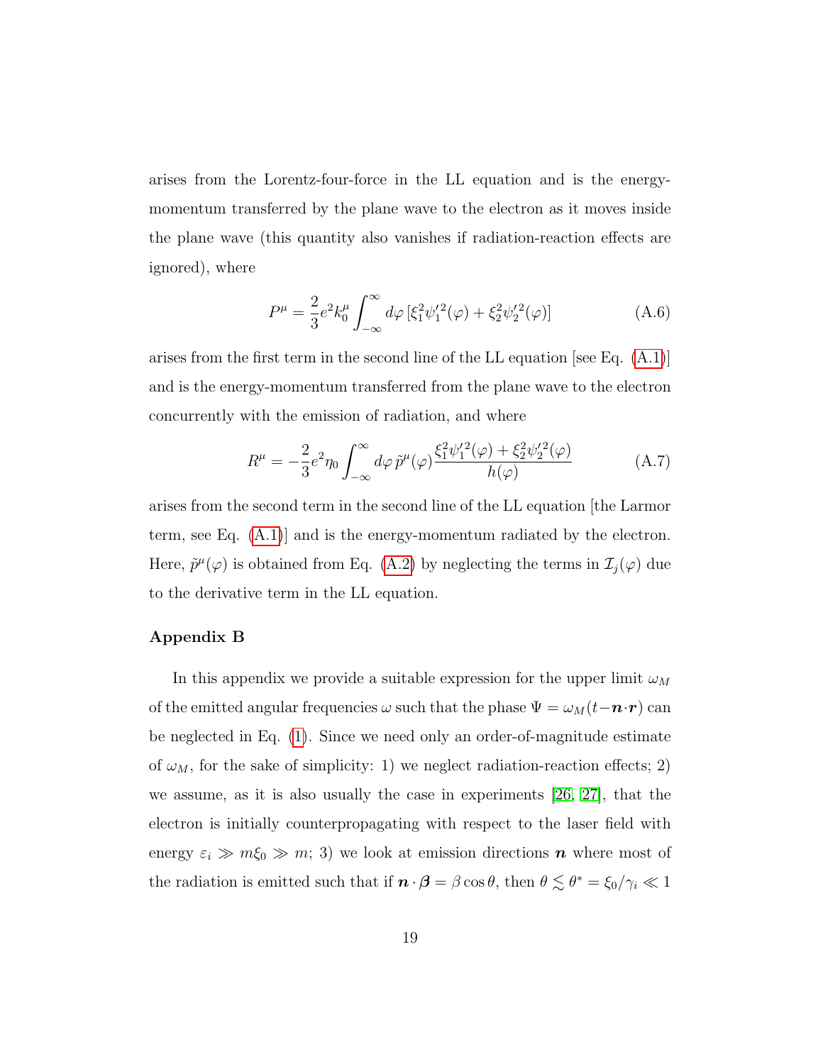arises from the Lorentz-four-force in the LL equation and is the energy-momentum transferred by the plane wave to the electron as it moves inside the plane wave (this quantity also vanishes if radiation-reaction effects are ignored), where

$$P^\mu = \frac{2}{3}e^2 k_0^\mu \int_{-\infty}^{\infty} d\varphi \, [\xi_1^2 \psi_1'^2(\varphi) + \xi_2^2 \psi_2'^2(\varphi)] \tag{A.6}$$

arises from the first term in the second line of the LL equation [see Eq. (A.1)] and is the energy-momentum transferred from the plane wave to the electron concurrently with the emission of radiation, and where

$$R^\mu = -\frac{2}{3}e^2 \eta_0 \int_{-\infty}^{\infty} d\varphi \, \tilde{p}^\mu(\varphi) \frac{\xi_1^2 \psi_1'^2(\varphi) + \xi_2^2 \psi_2'^2(\varphi)}{h(\varphi)} \tag{A.7}$$

arises from the second term in the second line of the LL equation [the Larmor term, see Eq. (A.1)] and is the energy-momentum radiated by the electron. Here, $\tilde{p}^\mu(\varphi)$ is obtained from Eq. (A.2) by neglecting the terms in $\mathcal{I}_j(\varphi)$ due to the derivative term in the LL equation.

### Appendix B

In this appendix we provide a suitable expression for the upper limit $\omega_M$ of the emitted angular frequencies $\omega$ such that the phase $\Psi = \omega_M(t - \boldsymbol{n}\cdot\boldsymbol{r})$ can be neglected in Eq. (1). Since we need only an order-of-magnitude estimate of $\omega_M$, for the sake of simplicity: 1) we neglect radiation-reaction effects; 2) we assume, as it is also usually the case in experiments [26, 27], that the electron is initially counterpropagating with respect to the laser field with energy $\varepsilon_i \gg m\xi_0 \gg m$; 3) we look at emission directions $\boldsymbol{n}$ where most of the radiation is emitted such that if $\boldsymbol{n}\cdot\boldsymbol{\beta} = \beta\cos\theta$, then $\theta \lesssim \theta^* = \xi_0/\gamma_i \ll 1$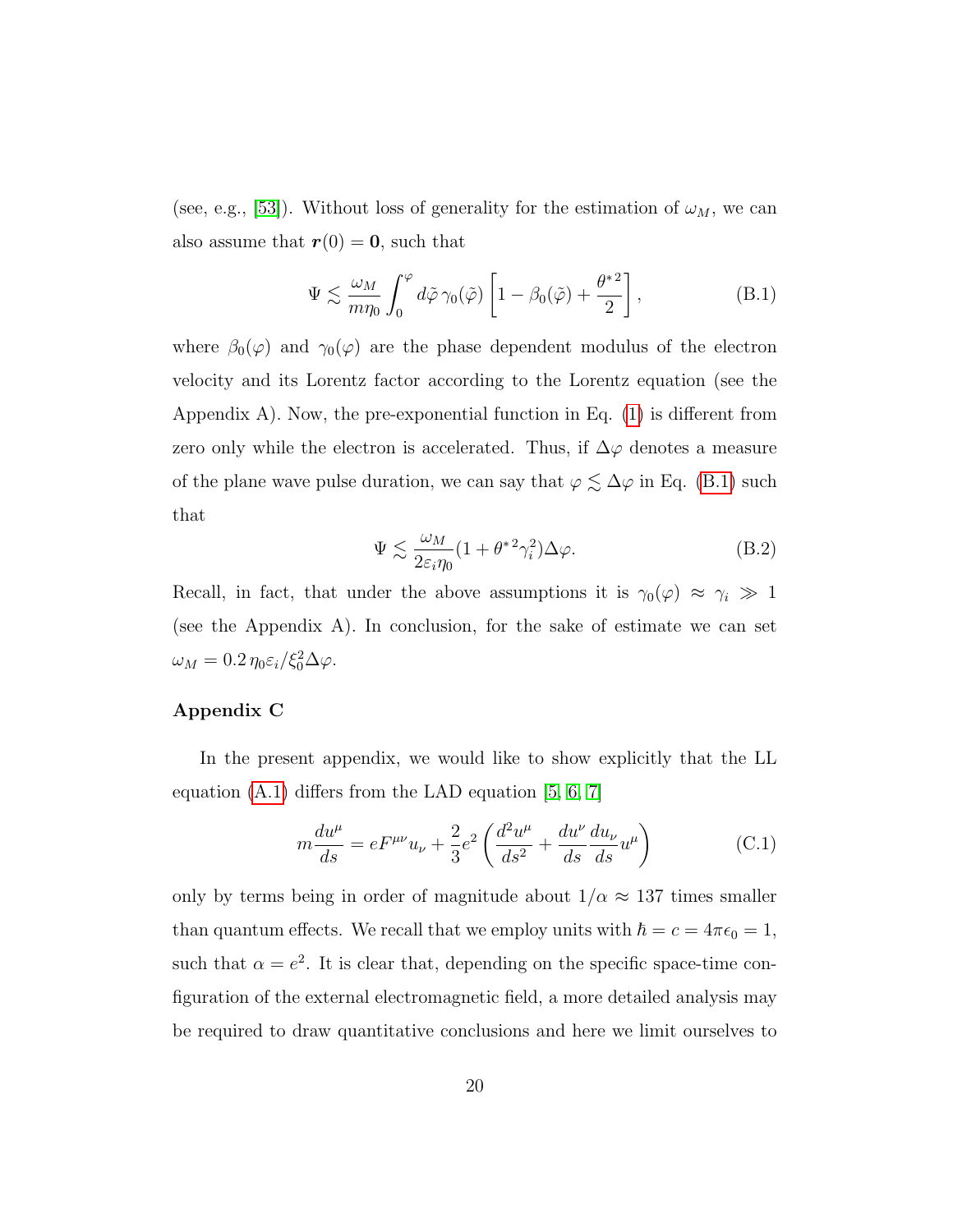(see, e.g., [53]). Without loss of generality for the estimation of $\omega_M$, we can also assume that $\boldsymbol{r}(0) = \boldsymbol{0}$, such that

$$\Psi \lesssim \frac{\omega_M}{m\eta_0} \int_0^{\varphi} d\tilde{\varphi}\, \gamma_0(\tilde{\varphi}) \left[ 1 - \beta_0(\tilde{\varphi}) + \frac{\theta^{*\,2}}{2} \right], \tag{B.1}$$

where $\beta_0(\varphi)$ and $\gamma_0(\varphi)$ are the phase dependent modulus of the electron velocity and its Lorentz factor according to the Lorentz equation (see the Appendix A). Now, the pre-exponential function in Eq. (1) is different from zero only while the electron is accelerated. Thus, if $\Delta\varphi$ denotes a measure of the plane wave pulse duration, we can say that $\varphi \lesssim \Delta\varphi$ in Eq. (B.1) such that

$$\Psi \lesssim \frac{\omega_M}{2\varepsilon_i \eta_0} (1 + \theta^{*\,2} \gamma_i^2) \Delta\varphi. \tag{B.2}$$

Recall, in fact, that under the above assumptions it is $\gamma_0(\varphi) \approx \gamma_i \gg 1$ (see the Appendix A). In conclusion, for the sake of estimate we can set $\omega_M = 0.2\, \eta_0 \varepsilon_i / \xi_0^2 \Delta\varphi$.

## Appendix C

In the present appendix, we would like to show explicitly that the LL equation (A.1) differs from the LAD equation [5, 6, 7]

$$m\frac{du^\mu}{ds} = eF^{\mu\nu}u_\nu + \frac{2}{3}e^2 \left( \frac{d^2u^\mu}{ds^2} + \frac{du^\nu}{ds}\frac{du_\nu}{ds}u^\mu \right) \tag{C.1}$$

only by terms being in order of magnitude about $1/\alpha \approx 137$ times smaller than quantum effects. We recall that we employ units with $\hbar = c = 4\pi\epsilon_0 = 1$, such that $\alpha = e^2$. It is clear that, depending on the specific space-time configuration of the external electromagnetic field, a more detailed analysis may be required to draw quantitative conclusions and here we limit ourselves to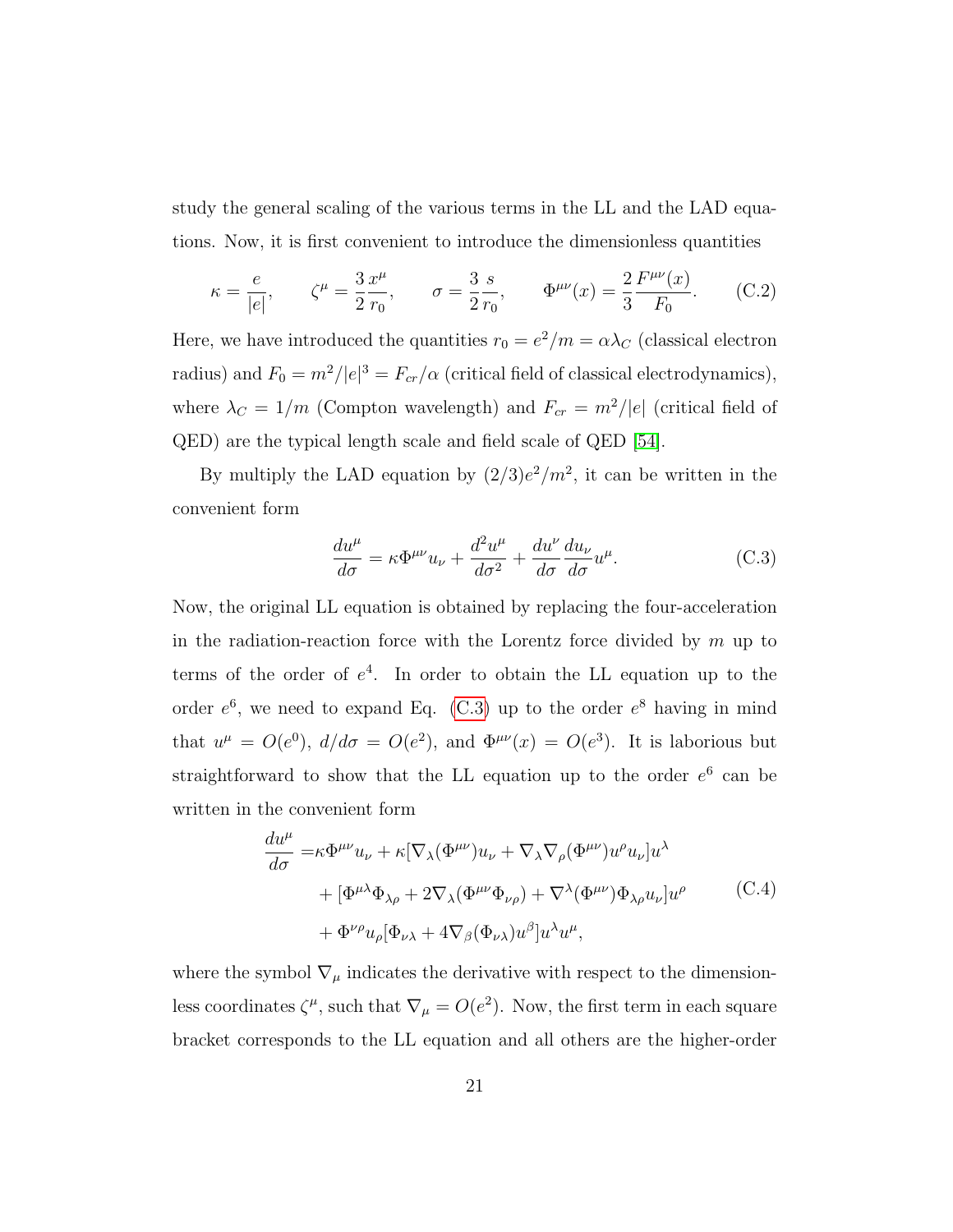study the general scaling of the various terms in the LL and the LAD equations. Now, it is first convenient to introduce the dimensionless quantities

$$\kappa = \frac{e}{|e|}, \qquad \zeta^\mu = \frac{3}{2}\frac{x^\mu}{r_0}, \qquad \sigma = \frac{3}{2}\frac{s}{r_0}, \qquad \Phi^{\mu\nu}(x) = \frac{2}{3}\frac{F^{\mu\nu}(x)}{F_0}. \tag{C.2}$$

Here, we have introduced the quantities $r_0 = e^2/m = \alpha\lambda_C$ (classical electron radius) and $F_0 = m^2/|e|^3 = F_{cr}/\alpha$ (critical field of classical electrodynamics), where $\lambda_C = 1/m$ (Compton wavelength) and $F_{cr} = m^2/|e|$ (critical field of QED) are the typical length scale and field scale of QED [54].

By multiply the LAD equation by $(2/3)e^2/m^2$, it can be written in the convenient form

$$\frac{du^\mu}{d\sigma} = \kappa\Phi^{\mu\nu}u_\nu + \frac{d^2u^\mu}{d\sigma^2} + \frac{du^\nu}{d\sigma}\frac{du_\nu}{d\sigma}u^\mu. \tag{C.3}$$

Now, the original LL equation is obtained by replacing the four-acceleration in the radiation-reaction force with the Lorentz force divided by $m$ up to terms of the order of $e^4$. In order to obtain the LL equation up to the order $e^6$, we need to expand Eq. (C.3) up to the order $e^8$ having in mind that $u^\mu = O(e^0)$, $d/d\sigma = O(e^2)$, and $\Phi^{\mu\nu}(x) = O(e^3)$. It is laborious but straightforward to show that the LL equation up to the order $e^6$ can be written in the convenient form

$$\begin{aligned}\frac{du^\mu}{d\sigma} =& \kappa\Phi^{\mu\nu}u_\nu + \kappa[\nabla_\lambda(\Phi^{\mu\nu})u_\nu + \nabla_\lambda\nabla_\rho(\Phi^{\mu\nu})u^\rho u_\nu]u^\lambda \\ &+ [\Phi^{\mu\lambda}\Phi_{\lambda\rho} + 2\nabla_\lambda(\Phi^{\mu\nu}\Phi_{\nu\rho}) + \nabla^\lambda(\Phi^{\mu\nu})\Phi_{\lambda\rho}u_\nu]u^\rho \\ &+ \Phi^{\nu\rho}u_\rho[\Phi_{\nu\lambda} + 4\nabla_\beta(\Phi_{\nu\lambda})u^\beta]u^\lambda u^\mu,\end{aligned} \tag{C.4}$$

where the symbol $\nabla_\mu$ indicates the derivative with respect to the dimensionless coordinates $\zeta^\mu$, such that $\nabla_\mu = O(e^2)$. Now, the first term in each square bracket corresponds to the LL equation and all others are the higher-order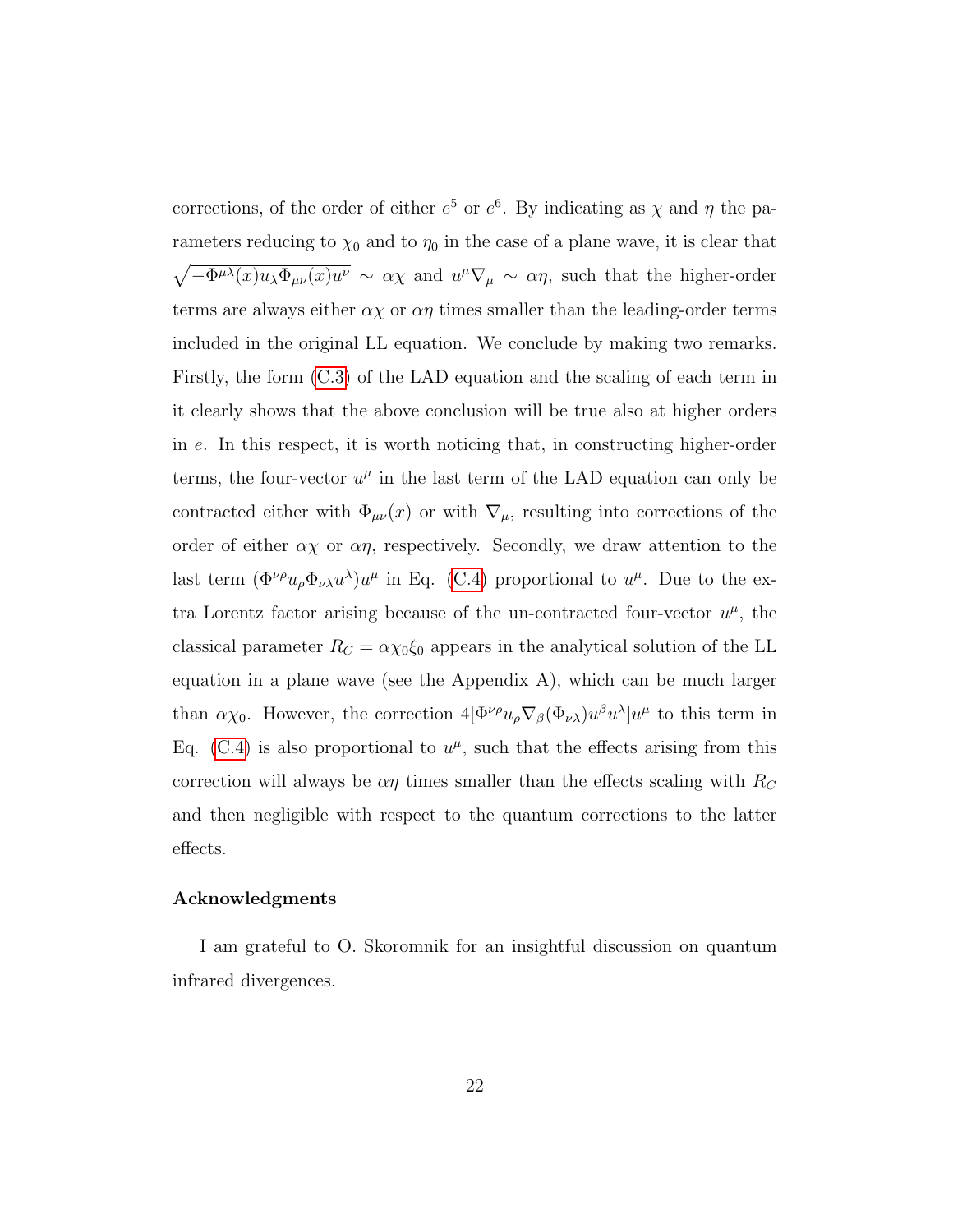corrections, of the order of either $e^5$ or $e^6$. By indicating as $\chi$ and $\eta$ the parameters reducing to $\chi_0$ and to $\eta_0$ in the case of a plane wave, it is clear that $\sqrt{-\Phi^{\mu\lambda}(x)u_\lambda\Phi_{\mu\nu}(x)u^\nu} \sim \alpha\chi$ and $u^\mu\nabla_\mu \sim \alpha\eta$, such that the higher-order terms are always either $\alpha\chi$ or $\alpha\eta$ times smaller than the leading-order terms included in the original LL equation. We conclude by making two remarks. Firstly, the form (C.3) of the LAD equation and the scaling of each term in it clearly shows that the above conclusion will be true also at higher orders in $e$. In this respect, it is worth noticing that, in constructing higher-order terms, the four-vector $u^\mu$ in the last term of the LAD equation can only be contracted either with $\Phi_{\mu\nu}(x)$ or with $\nabla_\mu$, resulting into corrections of the order of either $\alpha\chi$ or $\alpha\eta$, respectively. Secondly, we draw attention to the last term $(\Phi^{\nu\rho}u_\rho\Phi_{\nu\lambda}u^\lambda)u^\mu$ in Eq. (C.4) proportional to $u^\mu$. Due to the extra Lorentz factor arising because of the un-contracted four-vector $u^\mu$, the classical parameter $R_C = \alpha\chi_0\xi_0$ appears in the analytical solution of the LL equation in a plane wave (see the Appendix A), which can be much larger than $\alpha\chi_0$. However, the correction $4[\Phi^{\nu\rho}u_\rho\nabla_\beta(\Phi_{\nu\lambda})u^\beta u^\lambda]u^\mu$ to this term in Eq. (C.4) is also proportional to $u^\mu$, such that the effects arising from this correction will always be $\alpha\eta$ times smaller than the effects scaling with $R_C$ and then negligible with respect to the quantum corrections to the latter effects.

## Acknowledgments

I am grateful to O. Skoromnik for an insightful discussion on quantum infrared divergences.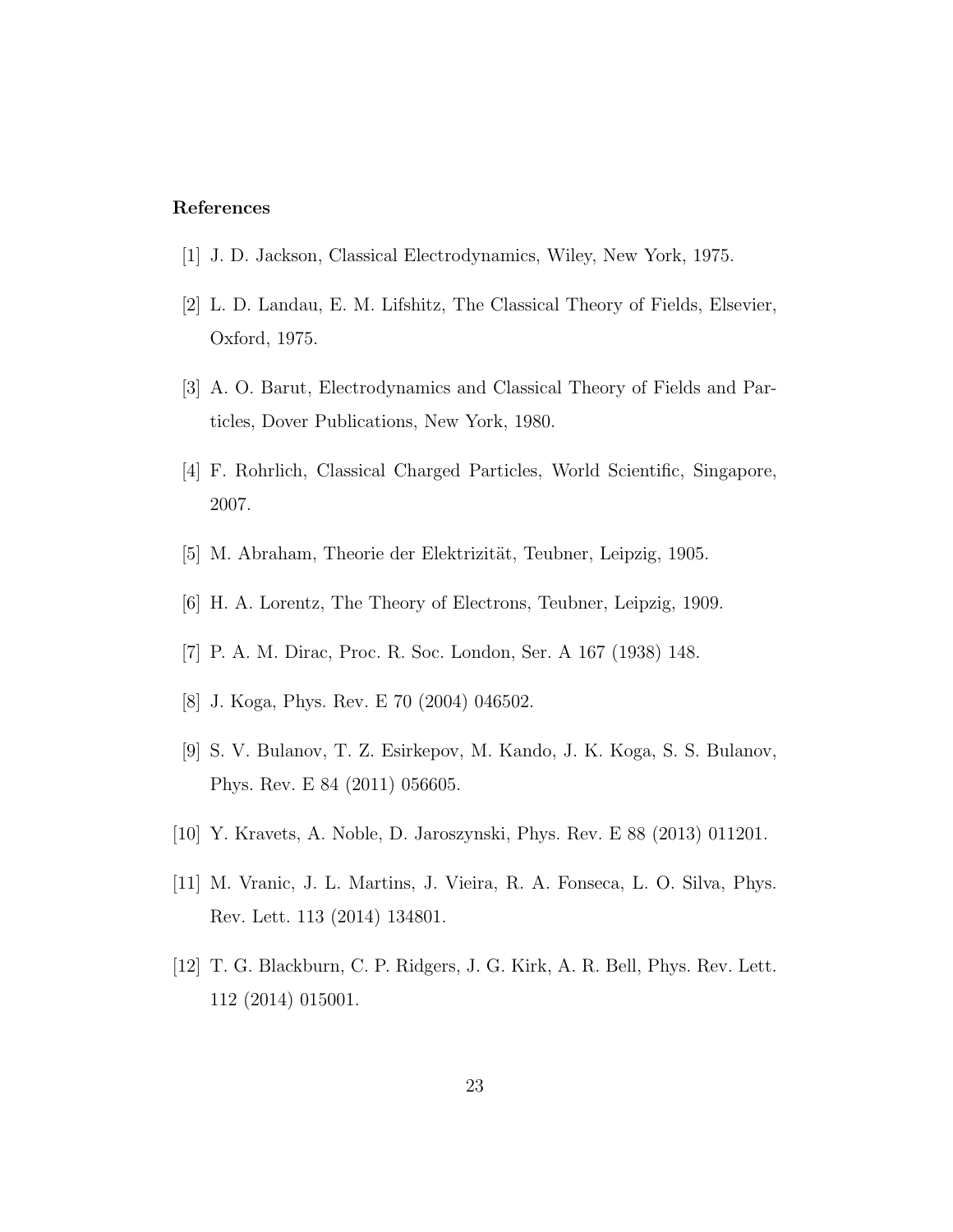## References

[1] J. D. Jackson, Classical Electrodynamics, Wiley, New York, 1975.

[2] L. D. Landau, E. M. Lifshitz, The Classical Theory of Fields, Elsevier, Oxford, 1975.

[3] A. O. Barut, Electrodynamics and Classical Theory of Fields and Particles, Dover Publications, New York, 1980.

[4] F. Rohrlich, Classical Charged Particles, World Scientific, Singapore, 2007.

[5] M. Abraham, Theorie der Elektrizität, Teubner, Leipzig, 1905.

[6] H. A. Lorentz, The Theory of Electrons, Teubner, Leipzig, 1909.

[7] P. A. M. Dirac, Proc. R. Soc. London, Ser. A 167 (1938) 148.

[8] J. Koga, Phys. Rev. E 70 (2004) 046502.

[9] S. V. Bulanov, T. Z. Esirkepov, M. Kando, J. K. Koga, S. S. Bulanov, Phys. Rev. E 84 (2011) 056605.

[10] Y. Kravets, A. Noble, D. Jaroszynski, Phys. Rev. E 88 (2013) 011201.

[11] M. Vranic, J. L. Martins, J. Vieira, R. A. Fonseca, L. O. Silva, Phys. Rev. Lett. 113 (2014) 134801.

[12] T. G. Blackburn, C. P. Ridgers, J. G. Kirk, A. R. Bell, Phys. Rev. Lett. 112 (2014) 015001.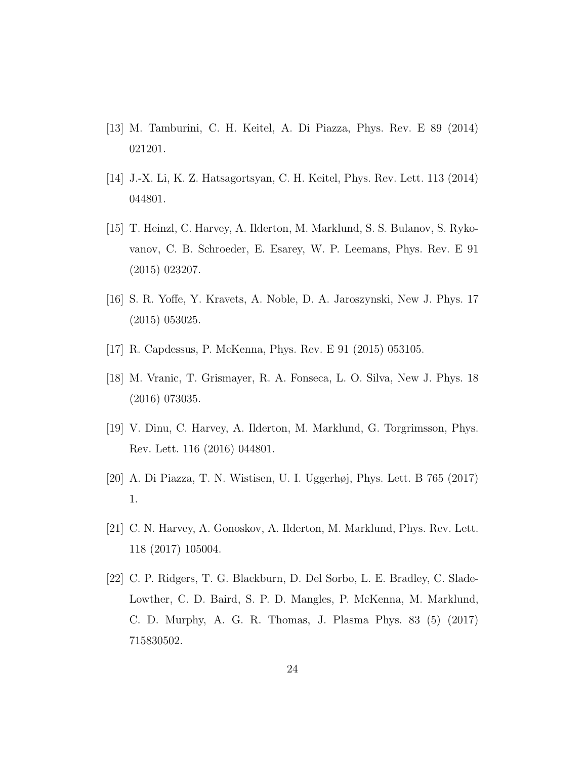[13] M. Tamburini, C. H. Keitel, A. Di Piazza, Phys. Rev. E 89 (2014) 021201.

[14] J.-X. Li, K. Z. Hatsagortsyan, C. H. Keitel, Phys. Rev. Lett. 113 (2014) 044801.

[15] T. Heinzl, C. Harvey, A. Ilderton, M. Marklund, S. S. Bulanov, S. Rykovanov, C. B. Schroeder, E. Esarey, W. P. Leemans, Phys. Rev. E 91 (2015) 023207.

[16] S. R. Yoffe, Y. Kravets, A. Noble, D. A. Jaroszynski, New J. Phys. 17 (2015) 053025.

[17] R. Capdessus, P. McKenna, Phys. Rev. E 91 (2015) 053105.

[18] M. Vranic, T. Grismayer, R. A. Fonseca, L. O. Silva, New J. Phys. 18 (2016) 073035.

[19] V. Dinu, C. Harvey, A. Ilderton, M. Marklund, G. Torgrimsson, Phys. Rev. Lett. 116 (2016) 044801.

[20] A. Di Piazza, T. N. Wistisen, U. I. Uggerhøj, Phys. Lett. B 765 (2017) 1.

[21] C. N. Harvey, A. Gonoskov, A. Ilderton, M. Marklund, Phys. Rev. Lett. 118 (2017) 105004.

[22] C. P. Ridgers, T. G. Blackburn, D. Del Sorbo, L. E. Bradley, C. Slade-Lowther, C. D. Baird, S. P. D. Mangles, P. McKenna, M. Marklund, C. D. Murphy, A. G. R. Thomas, J. Plasma Phys. 83 (5) (2017) 715830502.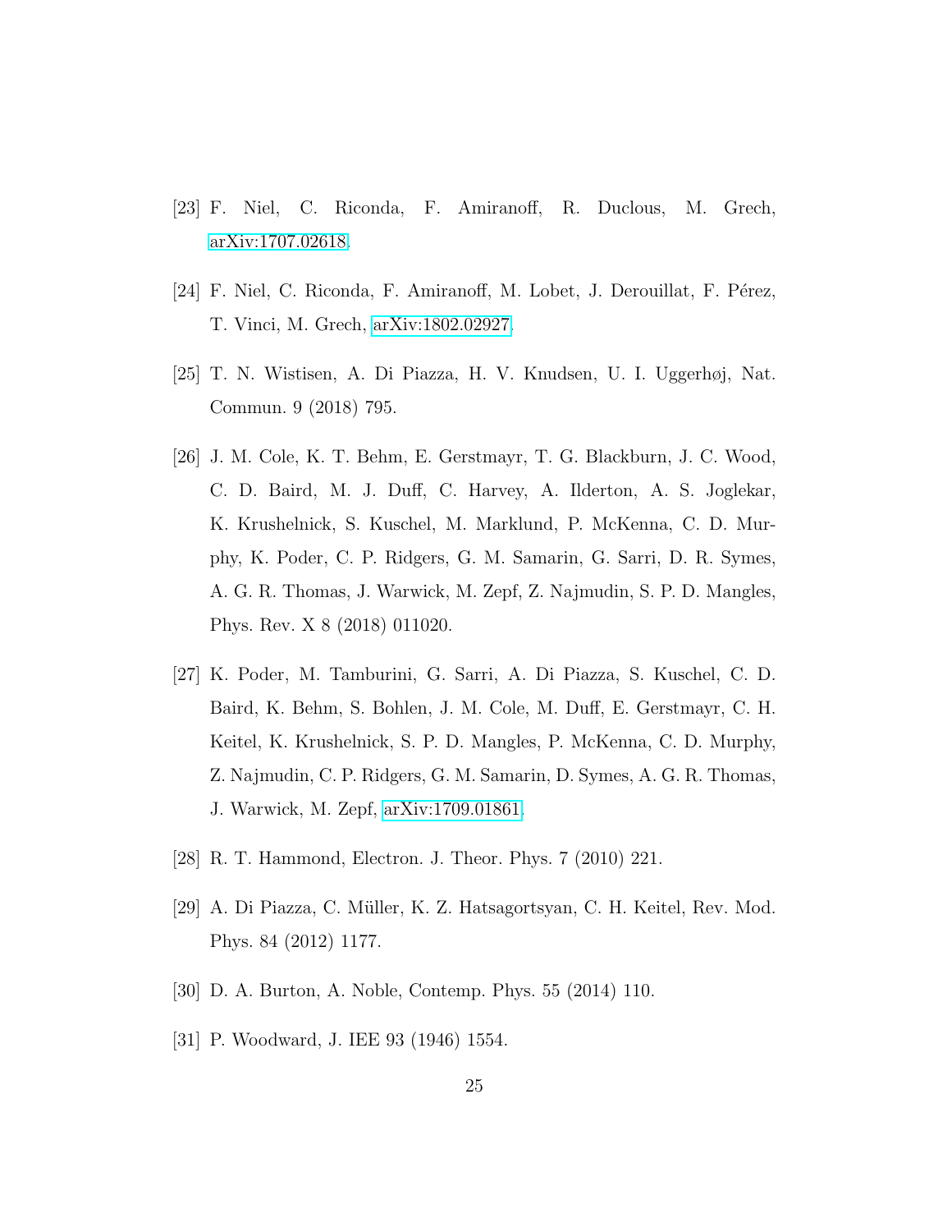[23] F. Niel, C. Riconda, F. Amiranoff, R. Duclous, M. Grech, arXiv:1707.02618.

[24] F. Niel, C. Riconda, F. Amiranoff, M. Lobet, J. Derouillat, F. Pérez, T. Vinci, M. Grech, arXiv:1802.02927.

[25] T. N. Wistisen, A. Di Piazza, H. V. Knudsen, U. I. Uggerhøj, Nat. Commun. 9 (2018) 795.

[26] J. M. Cole, K. T. Behm, E. Gerstmayr, T. G. Blackburn, J. C. Wood, C. D. Baird, M. J. Duff, C. Harvey, A. Ilderton, A. S. Joglekar, K. Krushelnick, S. Kuschel, M. Marklund, P. McKenna, C. D. Murphy, K. Poder, C. P. Ridgers, G. M. Samarin, G. Sarri, D. R. Symes, A. G. R. Thomas, J. Warwick, M. Zepf, Z. Najmudin, S. P. D. Mangles, Phys. Rev. X 8 (2018) 011020.

[27] K. Poder, M. Tamburini, G. Sarri, A. Di Piazza, S. Kuschel, C. D. Baird, K. Behm, S. Bohlen, J. M. Cole, M. Duff, E. Gerstmayr, C. H. Keitel, K. Krushelnick, S. P. D. Mangles, P. McKenna, C. D. Murphy, Z. Najmudin, C. P. Ridgers, G. M. Samarin, D. Symes, A. G. R. Thomas, J. Warwick, M. Zepf, arXiv:1709.01861.

[28] R. T. Hammond, Electron. J. Theor. Phys. 7 (2010) 221.

[29] A. Di Piazza, C. Müller, K. Z. Hatsagortsyan, C. H. Keitel, Rev. Mod. Phys. 84 (2012) 1177.

[30] D. A. Burton, A. Noble, Contemp. Phys. 55 (2014) 110.

[31] P. Woodward, J. IEE 93 (1946) 1554.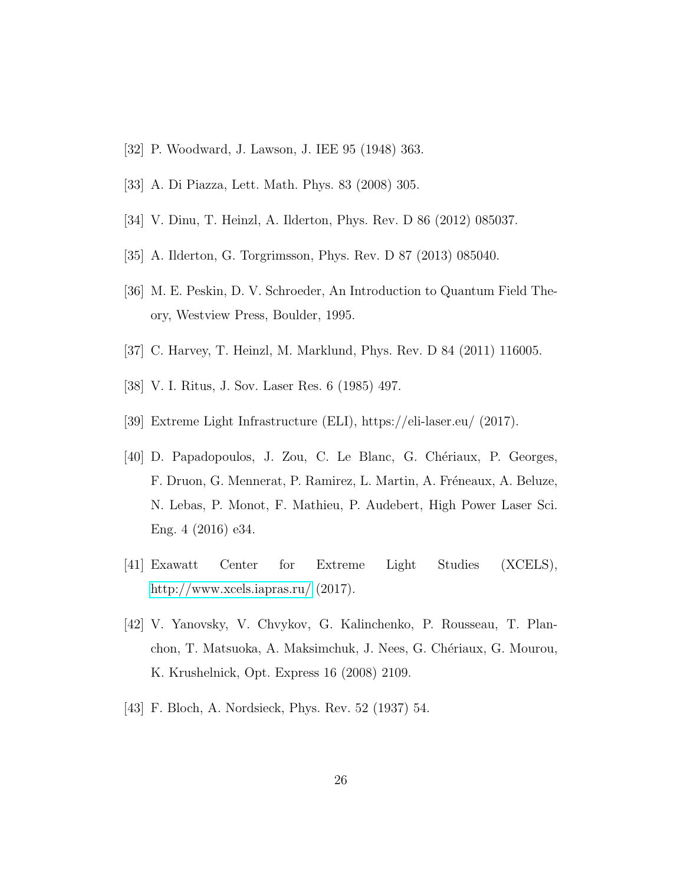[32] P. Woodward, J. Lawson, J. IEE 95 (1948) 363.

[33] A. Di Piazza, Lett. Math. Phys. 83 (2008) 305.

[34] V. Dinu, T. Heinzl, A. Ilderton, Phys. Rev. D 86 (2012) 085037.

[35] A. Ilderton, G. Torgrimsson, Phys. Rev. D 87 (2013) 085040.

[36] M. E. Peskin, D. V. Schroeder, An Introduction to Quantum Field Theory, Westview Press, Boulder, 1995.

[37] C. Harvey, T. Heinzl, M. Marklund, Phys. Rev. D 84 (2011) 116005.

[38] V. I. Ritus, J. Sov. Laser Res. 6 (1985) 497.

[39] Extreme Light Infrastructure (ELI), https://eli-laser.eu/ (2017).

[40] D. Papadopoulos, J. Zou, C. Le Blanc, G. Chériaux, P. Georges, F. Druon, G. Mennerat, P. Ramirez, L. Martin, A. Fréneaux, A. Beluze, N. Lebas, P. Monot, F. Mathieu, P. Audebert, High Power Laser Sci. Eng. 4 (2016) e34.

[41] Exawatt Center for Extreme Light Studies (XCELS), http://www.xcels.iapras.ru/ (2017).

[42] V. Yanovsky, V. Chvykov, G. Kalinchenko, P. Rousseau, T. Planchon, T. Matsuoka, A. Maksimchuk, J. Nees, G. Chériaux, G. Mourou, K. Krushelnick, Opt. Express 16 (2008) 2109.

[43] F. Bloch, A. Nordsieck, Phys. Rev. 52 (1937) 54.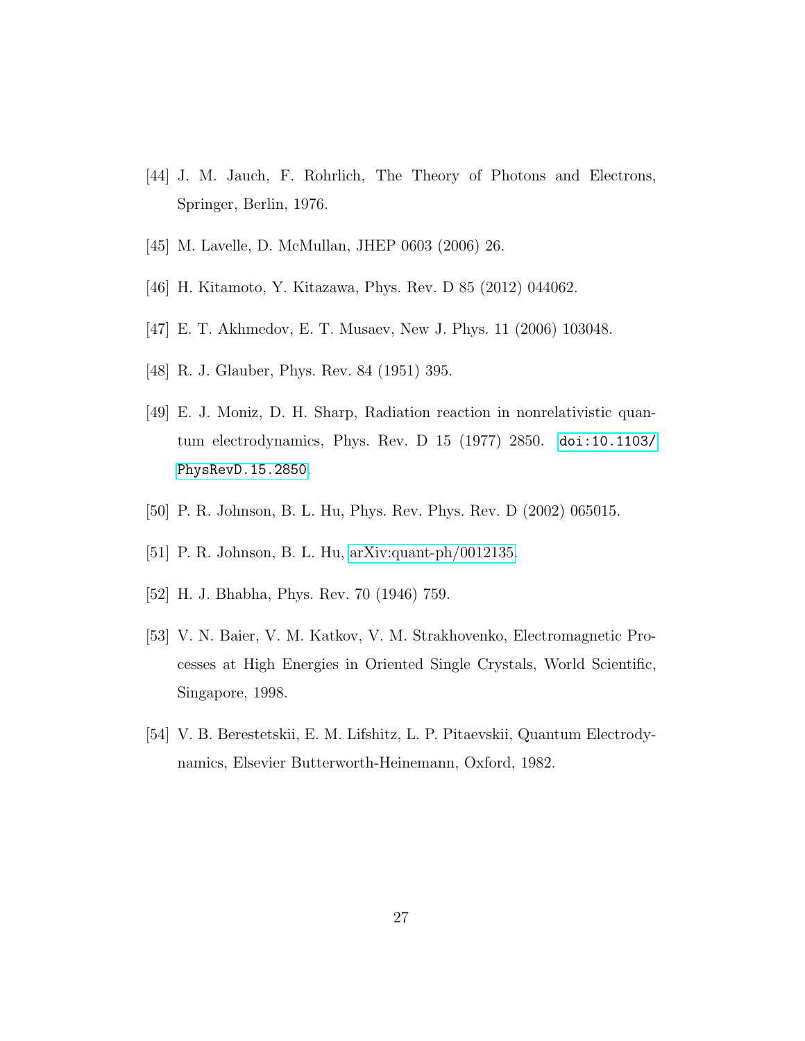[44] J. M. Jauch, F. Rohrlich, The Theory of Photons and Electrons, Springer, Berlin, 1976.

[45] M. Lavelle, D. McMullan, JHEP 0603 (2006) 26.

[46] H. Kitamoto, Y. Kitazawa, Phys. Rev. D 85 (2012) 044062.

[47] E. T. Akhmedov, E. T. Musaev, New J. Phys. 11 (2006) 103048.

[48] R. J. Glauber, Phys. Rev. 84 (1951) 395.

[49] E. J. Moniz, D. H. Sharp, Radiation reaction in nonrelativistic quantum electrodynamics, Phys. Rev. D 15 (1977) 2850. doi:10.1103/PhysRevD.15.2850.

[50] P. R. Johnson, B. L. Hu, Phys. Rev. Phys. Rev. D (2002) 065015.

[51] P. R. Johnson, B. L. Hu, arXiv:quant-ph/0012135.

[52] H. J. Bhabha, Phys. Rev. 70 (1946) 759.

[53] V. N. Baier, V. M. Katkov, V. M. Strakhovenko, Electromagnetic Processes at High Energies in Oriented Single Crystals, World Scientific, Singapore, 1998.

[54] V. B. Berestetskii, E. M. Lifshitz, L. P. Pitaevskii, Quantum Electrodynamics, Elsevier Butterworth-Heinemann, Oxford, 1982.